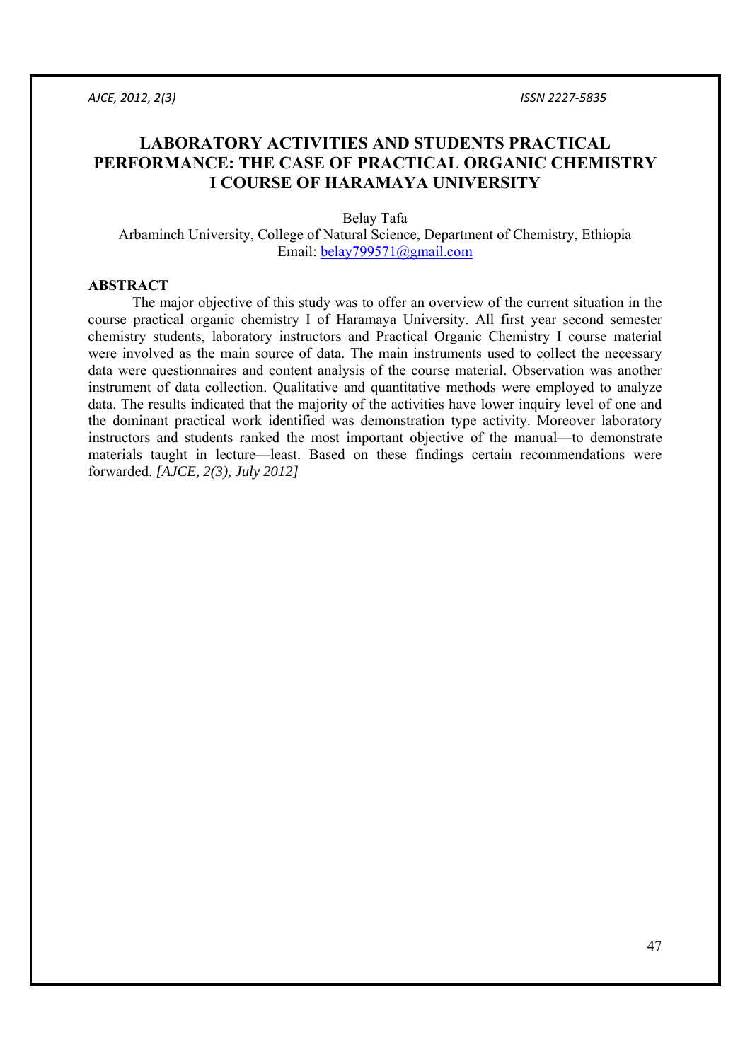# LABORATORY ACTIVITIES AND STUDENTS PRACTICAL PERFORMANCE: THE CASE OF PRACTICAL ORGANIC CHEMISTRY I COURSE OF HARAMAYA UNIVERSITY

Belay Tafa

Arbaminch University, College of Natural Science, Department of Chemistry, Ethiopia

Email: belay799571@gmail.com

## ABSTRACT

The major objective of this study was to offer an overview of the current situation in the course practical organic chemistry I of Haramaya University. All first year second semester chemistry students, laboratory instructors and Practical Organic Chemistry I course material were involved as the main source of data. The main instruments used to collect the necessary data were questionnaires and content analysis of the course material. Observation was another instrument of data collection. Qualitative and quantitative methods were employed to analyze data. The results indicated that the majority of the activities have lower inquiry level of one and the dominant practical work identified was demonstration type activity. Moreover laboratory instructors and students ranked the most important objective of the manual—to demonstrate materials taught in lecture—least. Based on these findings certain recommendations were forwarded. *[AJCE, 2(3), July 2012]*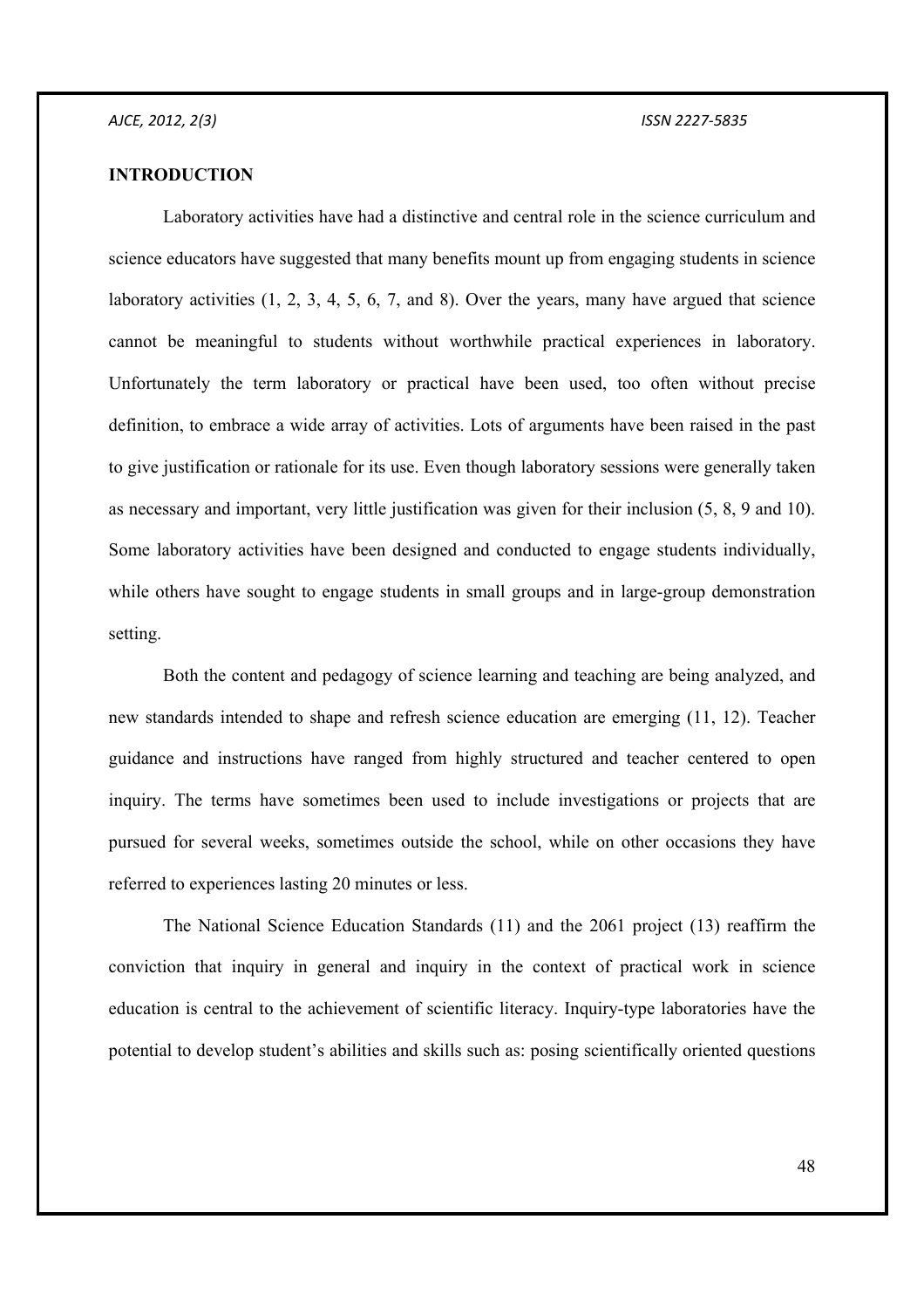## INTRODUCTION

Laboratory activities have had a distinctive and central role in the science curriculum and science educators have suggested that many benefits mount up from engaging students in science laboratory activities (1, 2, 3, 4, 5, 6, 7, and 8). Over the years, many have argued that science cannot be meaningful to students without worthwhile practical experiences in laboratory. Unfortunately the term laboratory or practical have been used, too often without precise definition, to embrace a wide array of activities. Lots of arguments have been raised in the past to give justification or rationale for its use. Even though laboratory sessions were generally taken as necessary and important, very little justification was given for their inclusion (5, 8, 9 and 10). Some laboratory activities have been designed and conducted to engage students individually, while others have sought to engage students in small groups and in large-group demonstration setting.

Both the content and pedagogy of science learning and teaching are being analyzed, and new standards intended to shape and refresh science education are emerging (11, 12). Teacher guidance and instructions have ranged from highly structured and teacher centered to open inquiry. The terms have sometimes been used to include investigations or projects that are pursued for several weeks, sometimes outside the school, while on other occasions they have referred to experiences lasting 20 minutes or less.

The National Science Education Standards (11) and the 2061 project (13) reaffirm the conviction that inquiry in general and inquiry in the context of practical work in science education is central to the achievement of scientific literacy. Inquiry-type laboratories have the potential to develop student's abilities and skills such as: posing scientifically oriented questions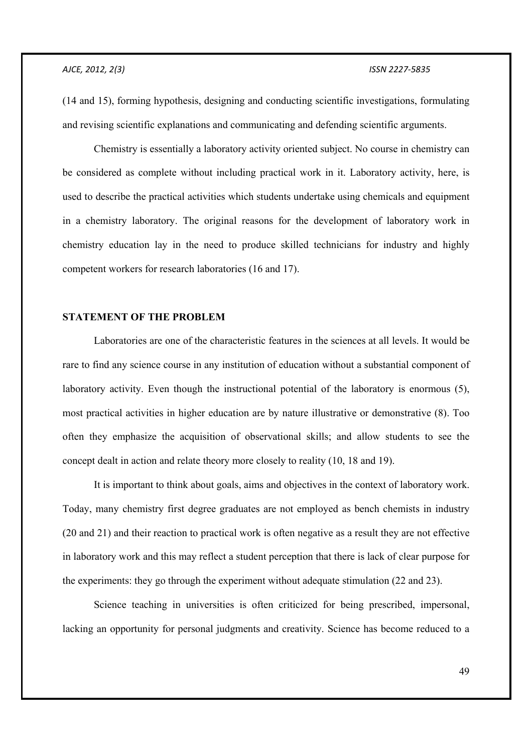(14 and 15), forming hypothesis, designing and conducting scientific investigations, formulating and revising scientific explanations and communicating and defending scientific arguments.

Chemistry is essentially a laboratory activity oriented subject. No course in chemistry can be considered as complete without including practical work in it. Laboratory activity, here, is used to describe the practical activities which students undertake using chemicals and equipment in a chemistry laboratory. The original reasons for the development of laboratory work in chemistry education lay in the need to produce skilled technicians for industry and highly competent workers for research laboratories (16 and 17).

## STATEMENT OF THE PROBLEM

Laboratories are one of the characteristic features in the sciences at all levels. It would be rare to find any science course in any institution of education without a substantial component of laboratory activity. Even though the instructional potential of the laboratory is enormous (5), most practical activities in higher education are by nature illustrative or demonstrative (8). Too often they emphasize the acquisition of observational skills; and allow students to see the concept dealt in action and relate theory more closely to reality (10, 18 and 19).

It is important to think about goals, aims and objectives in the context of laboratory work. Today, many chemistry first degree graduates are not employed as bench chemists in industry (20 and 21) and their reaction to practical work is often negative as a result they are not effective in laboratory work and this may reflect a student perception that there is lack of clear purpose for the experiments: they go through the experiment without adequate stimulation (22 and 23).

Science teaching in universities is often criticized for being prescribed, impersonal, lacking an opportunity for personal judgments and creativity. Science has become reduced to a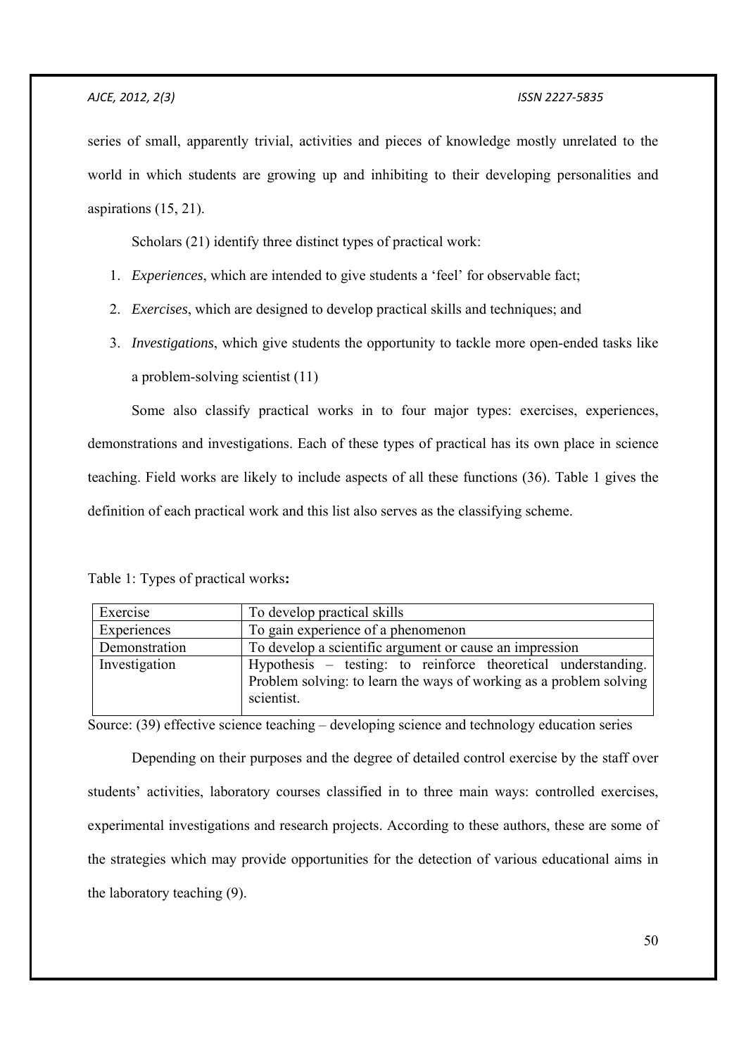series of small, apparently trivial, activities and pieces of knowledge mostly unrelated to the world in which students are growing up and inhibiting to their developing personalities and aspirations (15, 21).

Scholars (21) identify three distinct types of practical work:

1. *Experiences*, which are intended to give students a 'feel' for observable fact;
2. *Exercises*, which are designed to develop practical skills and techniques; and
3. *Investigations*, which give students the opportunity to tackle more open-ended tasks like a problem-solving scientist (11)

Some also classify practical works in to four major types: exercises, experiences, demonstrations and investigations. Each of these types of practical has its own place in science teaching. Field works are likely to include aspects of all these functions (36). Table 1 gives the definition of each practical work and this list also serves as the classifying scheme.

Table 1: Types of practical works**:**

| Exercise | To develop practical skills |
|---|---|
| Experiences | To gain experience of a phenomenon |
| Demonstration | To develop a scientific argument or cause an impression |
| Investigation | Hypothesis – testing: to reinforce theoretical understanding. Problem solving: to learn the ways of working as a problem solving scientist. |

Source: (39) effective science teaching – developing science and technology education series

Depending on their purposes and the degree of detailed control exercise by the staff over students' activities, laboratory courses classified in to three main ways: controlled exercises, experimental investigations and research projects. According to these authors, these are some of the strategies which may provide opportunities for the detection of various educational aims in the laboratory teaching (9).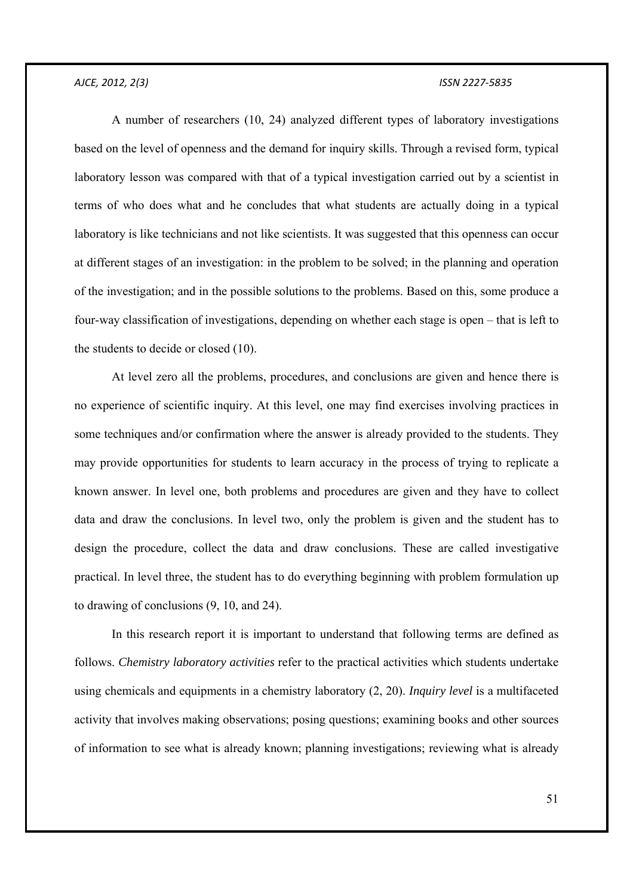A number of researchers (10, 24) analyzed different types of laboratory investigations based on the level of openness and the demand for inquiry skills. Through a revised form, typical laboratory lesson was compared with that of a typical investigation carried out by a scientist in terms of who does what and he concludes that what students are actually doing in a typical laboratory is like technicians and not like scientists. It was suggested that this openness can occur at different stages of an investigation: in the problem to be solved; in the planning and operation of the investigation; and in the possible solutions to the problems. Based on this, some produce a four-way classification of investigations, depending on whether each stage is open – that is left to the students to decide or closed (10).

At level zero all the problems, procedures, and conclusions are given and hence there is no experience of scientific inquiry. At this level, one may find exercises involving practices in some techniques and/or confirmation where the answer is already provided to the students. They may provide opportunities for students to learn accuracy in the process of trying to replicate a known answer. In level one, both problems and procedures are given and they have to collect data and draw the conclusions. In level two, only the problem is given and the student has to design the procedure, collect the data and draw conclusions. These are called investigative practical. In level three, the student has to do everything beginning with problem formulation up to drawing of conclusions (9, 10, and 24).

In this research report it is important to understand that following terms are defined as follows. *Chemistry laboratory activities* refer to the practical activities which students undertake using chemicals and equipments in a chemistry laboratory (2, 20). *Inquiry level* is a multifaceted activity that involves making observations; posing questions; examining books and other sources of information to see what is already known; planning investigations; reviewing what is already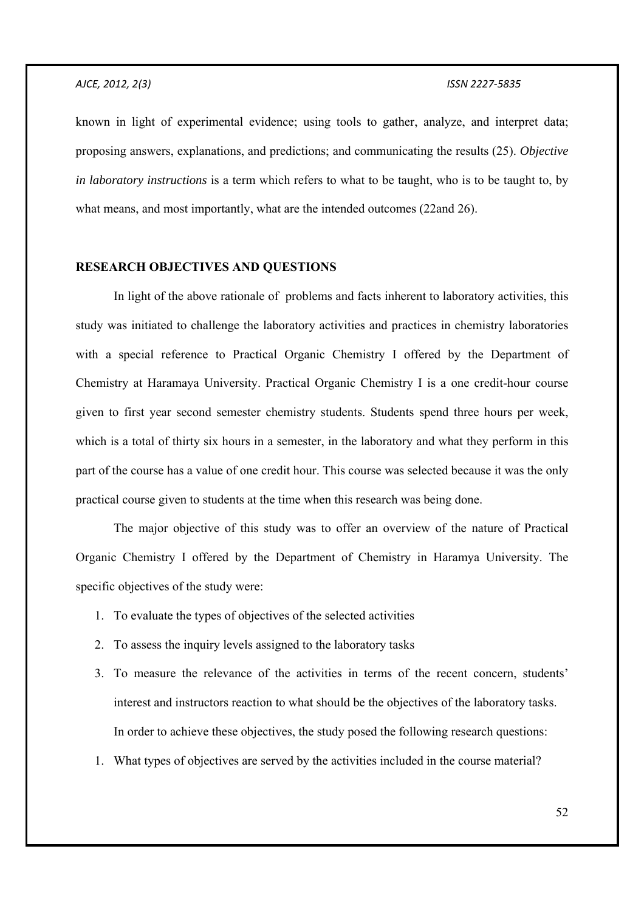known in light of experimental evidence; using tools to gather, analyze, and interpret data; proposing answers, explanations, and predictions; and communicating the results (25). *Objective in laboratory instructions* is a term which refers to what to be taught, who is to be taught to, by what means, and most importantly, what are the intended outcomes (22and 26).

## RESEARCH OBJECTIVES AND QUESTIONS

In light of the above rationale of problems and facts inherent to laboratory activities, this study was initiated to challenge the laboratory activities and practices in chemistry laboratories with a special reference to Practical Organic Chemistry I offered by the Department of Chemistry at Haramaya University. Practical Organic Chemistry I is a one credit-hour course given to first year second semester chemistry students. Students spend three hours per week, which is a total of thirty six hours in a semester, in the laboratory and what they perform in this part of the course has a value of one credit hour. This course was selected because it was the only practical course given to students at the time when this research was being done.

The major objective of this study was to offer an overview of the nature of Practical Organic Chemistry I offered by the Department of Chemistry in Haramya University. The specific objectives of the study were:

1. To evaluate the types of objectives of the selected activities
2. To assess the inquiry levels assigned to the laboratory tasks
3. To measure the relevance of the activities in terms of the recent concern, students' interest and instructors reaction to what should be the objectives of the laboratory tasks.

In order to achieve these objectives, the study posed the following research questions:

1. What types of objectives are served by the activities included in the course material?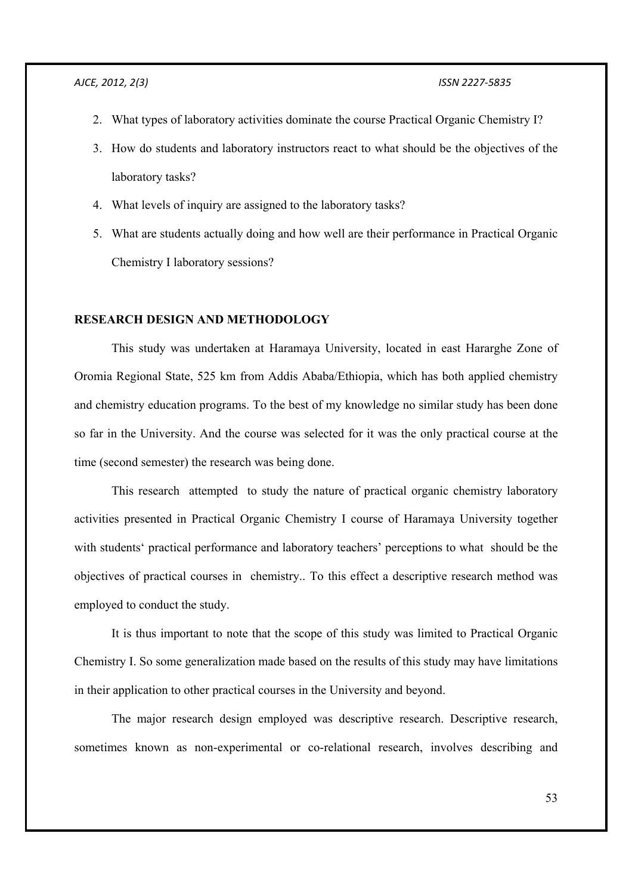2. What types of laboratory activities dominate the course Practical Organic Chemistry I?
3. How do students and laboratory instructors react to what should be the objectives of the laboratory tasks?
4. What levels of inquiry are assigned to the laboratory tasks?
5. What are students actually doing and how well are their performance in Practical Organic Chemistry I laboratory sessions?

## RESEARCH DESIGN AND METHODOLOGY

This study was undertaken at Haramaya University, located in east Hararghe Zone of Oromia Regional State, 525 km from Addis Ababa/Ethiopia, which has both applied chemistry and chemistry education programs. To the best of my knowledge no similar study has been done so far in the University. And the course was selected for it was the only practical course at the time (second semester) the research was being done.

This research attempted to study the nature of practical organic chemistry laboratory activities presented in Practical Organic Chemistry I course of Haramaya University together with students' practical performance and laboratory teachers' perceptions to what should be the objectives of practical courses in chemistry.. To this effect a descriptive research method was employed to conduct the study.

It is thus important to note that the scope of this study was limited to Practical Organic Chemistry I. So some generalization made based on the results of this study may have limitations in their application to other practical courses in the University and beyond.

The major research design employed was descriptive research. Descriptive research, sometimes known as non-experimental or co-relational research, involves describing and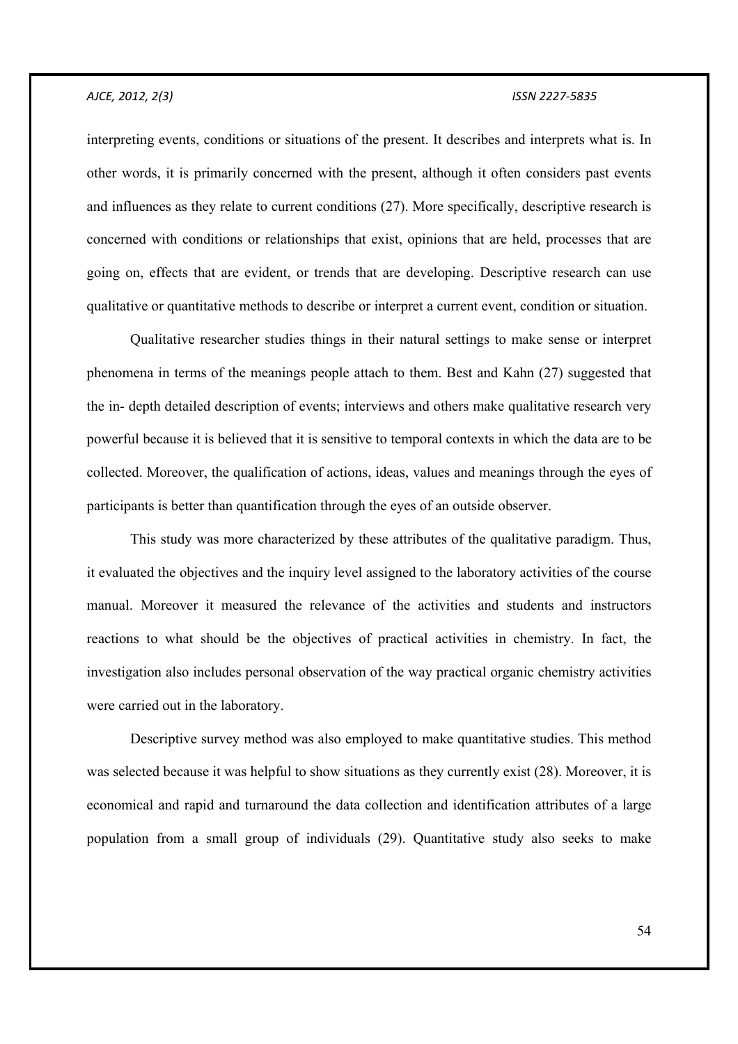interpreting events, conditions or situations of the present. It describes and interprets what is. In other words, it is primarily concerned with the present, although it often considers past events and influences as they relate to current conditions (27). More specifically, descriptive research is concerned with conditions or relationships that exist, opinions that are held, processes that are going on, effects that are evident, or trends that are developing. Descriptive research can use qualitative or quantitative methods to describe or interpret a current event, condition or situation.

Qualitative researcher studies things in their natural settings to make sense or interpret phenomena in terms of the meanings people attach to them. Best and Kahn (27) suggested that the in- depth detailed description of events; interviews and others make qualitative research very powerful because it is believed that it is sensitive to temporal contexts in which the data are to be collected. Moreover, the qualification of actions, ideas, values and meanings through the eyes of participants is better than quantification through the eyes of an outside observer.

This study was more characterized by these attributes of the qualitative paradigm. Thus, it evaluated the objectives and the inquiry level assigned to the laboratory activities of the course manual. Moreover it measured the relevance of the activities and students and instructors reactions to what should be the objectives of practical activities in chemistry. In fact, the investigation also includes personal observation of the way practical organic chemistry activities were carried out in the laboratory.

Descriptive survey method was also employed to make quantitative studies. This method was selected because it was helpful to show situations as they currently exist (28). Moreover, it is economical and rapid and turnaround the data collection and identification attributes of a large population from a small group of individuals (29). Quantitative study also seeks to make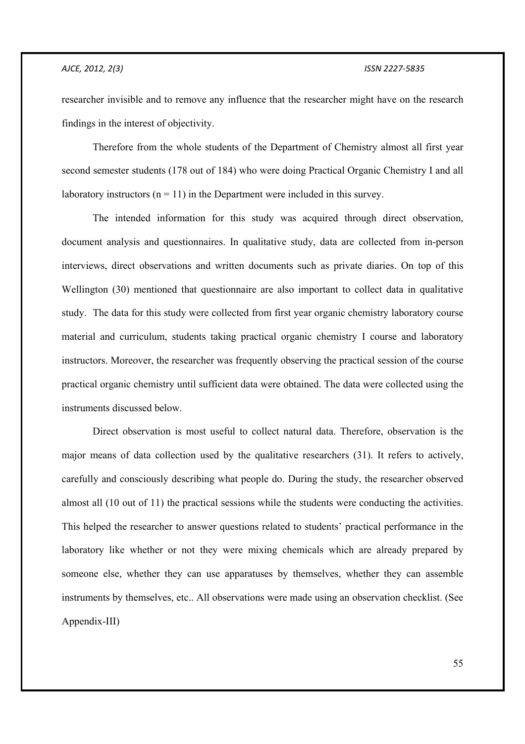researcher invisible and to remove any influence that the researcher might have on the research findings in the interest of objectivity.

Therefore from the whole students of the Department of Chemistry almost all first year second semester students (178 out of 184) who were doing Practical Organic Chemistry I and all laboratory instructors (n = 11) in the Department were included in this survey.

The intended information for this study was acquired through direct observation, document analysis and questionnaires. In qualitative study, data are collected from in-person interviews, direct observations and written documents such as private diaries. On top of this Wellington (30) mentioned that questionnaire are also important to collect data in qualitative study. The data for this study were collected from first year organic chemistry laboratory course material and curriculum, students taking practical organic chemistry I course and laboratory instructors. Moreover, the researcher was frequently observing the practical session of the course practical organic chemistry until sufficient data were obtained. The data were collected using the instruments discussed below.

Direct observation is most useful to collect natural data. Therefore, observation is the major means of data collection used by the qualitative researchers (31). It refers to actively, carefully and consciously describing what people do. During the study, the researcher observed almost all (10 out of 11) the practical sessions while the students were conducting the activities. This helped the researcher to answer questions related to students' practical performance in the laboratory like whether or not they were mixing chemicals which are already prepared by someone else, whether they can use apparatuses by themselves, whether they can assemble instruments by themselves, etc.. All observations were made using an observation checklist. (See Appendix-III)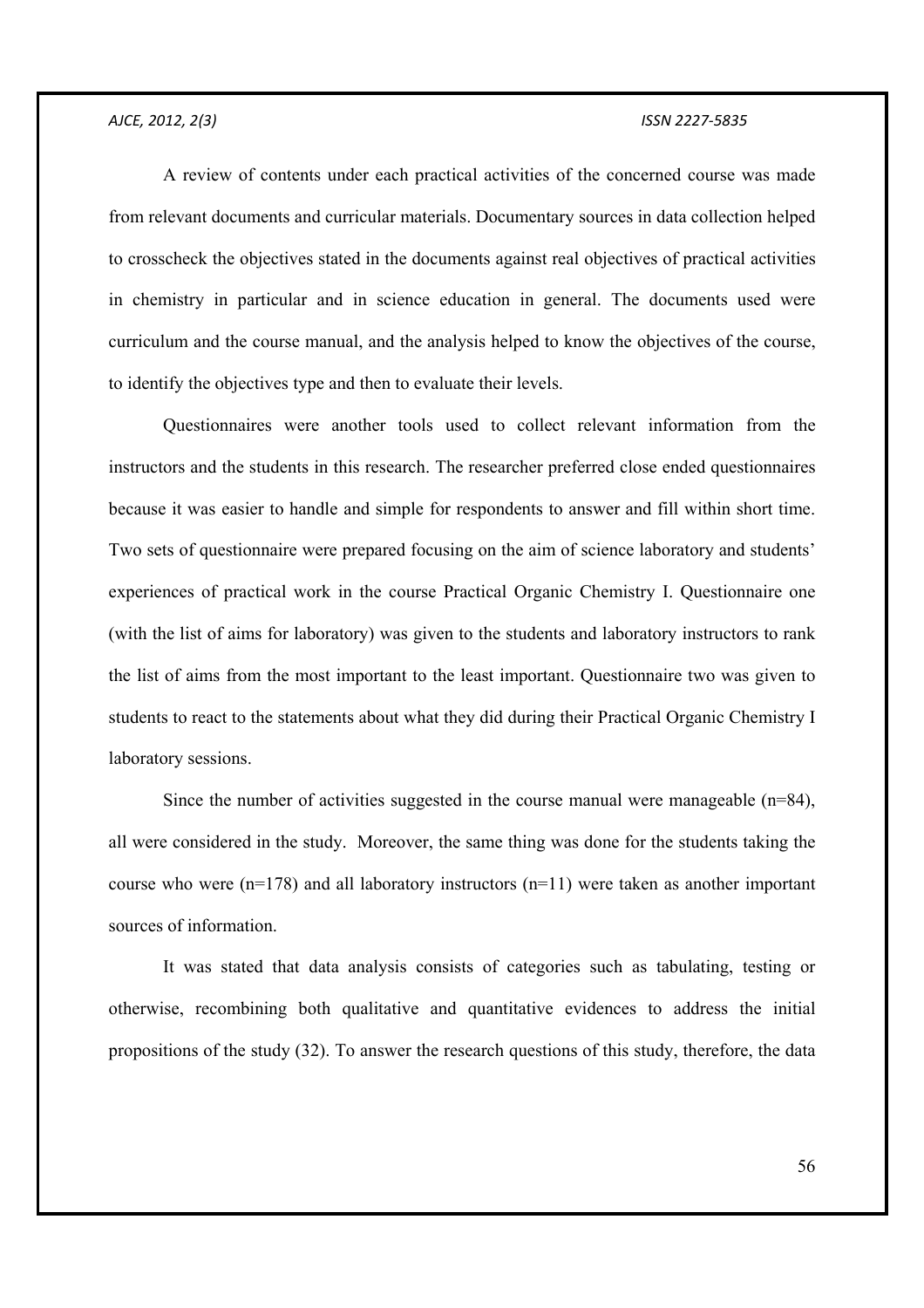A review of contents under each practical activities of the concerned course was made from relevant documents and curricular materials. Documentary sources in data collection helped to crosscheck the objectives stated in the documents against real objectives of practical activities in chemistry in particular and in science education in general. The documents used were curriculum and the course manual, and the analysis helped to know the objectives of the course, to identify the objectives type and then to evaluate their levels.

Questionnaires were another tools used to collect relevant information from the instructors and the students in this research. The researcher preferred close ended questionnaires because it was easier to handle and simple for respondents to answer and fill within short time. Two sets of questionnaire were prepared focusing on the aim of science laboratory and students' experiences of practical work in the course Practical Organic Chemistry I. Questionnaire one (with the list of aims for laboratory) was given to the students and laboratory instructors to rank the list of aims from the most important to the least important. Questionnaire two was given to students to react to the statements about what they did during their Practical Organic Chemistry I laboratory sessions.

Since the number of activities suggested in the course manual were manageable (n=84), all were considered in the study. Moreover, the same thing was done for the students taking the course who were (n=178) and all laboratory instructors (n=11) were taken as another important sources of information.

It was stated that data analysis consists of categories such as tabulating, testing or otherwise, recombining both qualitative and quantitative evidences to address the initial propositions of the study (32). To answer the research questions of this study, therefore, the data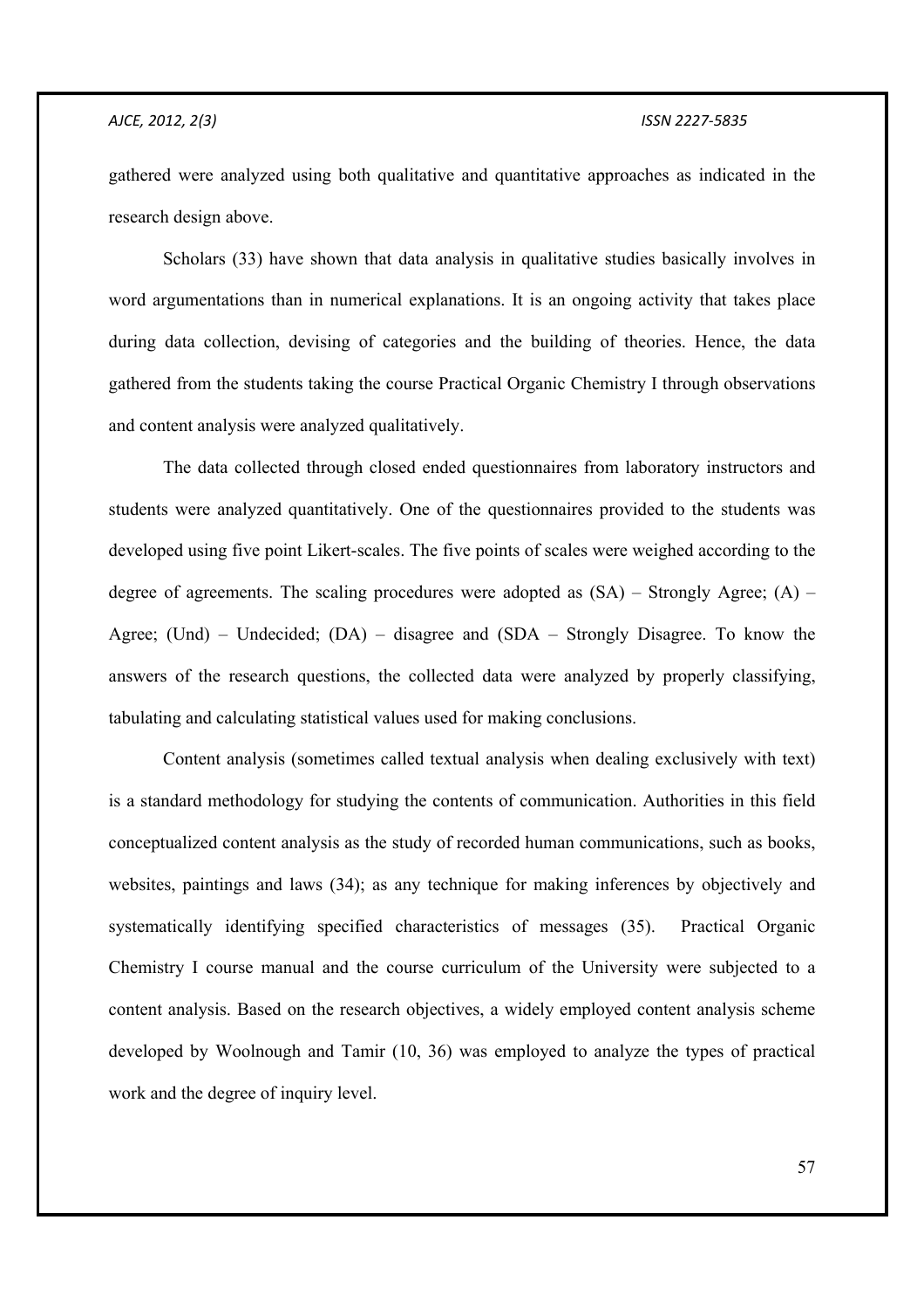gathered were analyzed using both qualitative and quantitative approaches as indicated in the research design above.

Scholars (33) have shown that data analysis in qualitative studies basically involves in word argumentations than in numerical explanations. It is an ongoing activity that takes place during data collection, devising of categories and the building of theories. Hence, the data gathered from the students taking the course Practical Organic Chemistry I through observations and content analysis were analyzed qualitatively.

The data collected through closed ended questionnaires from laboratory instructors and students were analyzed quantitatively. One of the questionnaires provided to the students was developed using five point Likert-scales. The five points of scales were weighed according to the degree of agreements. The scaling procedures were adopted as (SA) – Strongly Agree; (A) – Agree; (Und) – Undecided; (DA) – disagree and (SDA – Strongly Disagree. To know the answers of the research questions, the collected data were analyzed by properly classifying, tabulating and calculating statistical values used for making conclusions.

Content analysis (sometimes called textual analysis when dealing exclusively with text) is a standard methodology for studying the contents of communication. Authorities in this field conceptualized content analysis as the study of recorded human communications, such as books, websites, paintings and laws (34); as any technique for making inferences by objectively and systematically identifying specified characteristics of messages (35). Practical Organic Chemistry I course manual and the course curriculum of the University were subjected to a content analysis. Based on the research objectives, a widely employed content analysis scheme developed by Woolnough and Tamir (10, 36) was employed to analyze the types of practical work and the degree of inquiry level.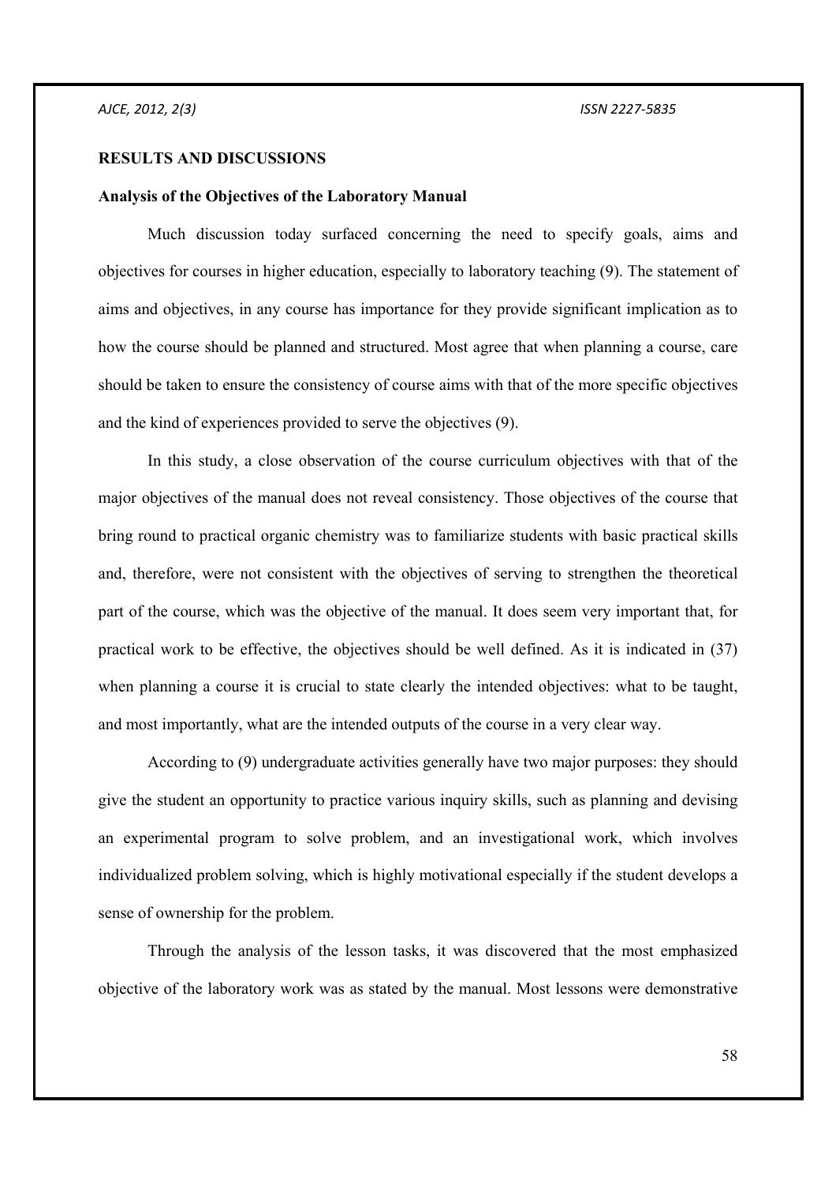## RESULTS AND DISCUSSIONS

### Analysis of the Objectives of the Laboratory Manual

Much discussion today surfaced concerning the need to specify goals, aims and objectives for courses in higher education, especially to laboratory teaching (9). The statement of aims and objectives, in any course has importance for they provide significant implication as to how the course should be planned and structured. Most agree that when planning a course, care should be taken to ensure the consistency of course aims with that of the more specific objectives and the kind of experiences provided to serve the objectives (9).

In this study, a close observation of the course curriculum objectives with that of the major objectives of the manual does not reveal consistency. Those objectives of the course that bring round to practical organic chemistry was to familiarize students with basic practical skills and, therefore, were not consistent with the objectives of serving to strengthen the theoretical part of the course, which was the objective of the manual. It does seem very important that, for practical work to be effective, the objectives should be well defined. As it is indicated in (37) when planning a course it is crucial to state clearly the intended objectives: what to be taught, and most importantly, what are the intended outputs of the course in a very clear way.

According to (9) undergraduate activities generally have two major purposes: they should give the student an opportunity to practice various inquiry skills, such as planning and devising an experimental program to solve problem, and an investigational work, which involves individualized problem solving, which is highly motivational especially if the student develops a sense of ownership for the problem.

Through the analysis of the lesson tasks, it was discovered that the most emphasized objective of the laboratory work was as stated by the manual. Most lessons were demonstrative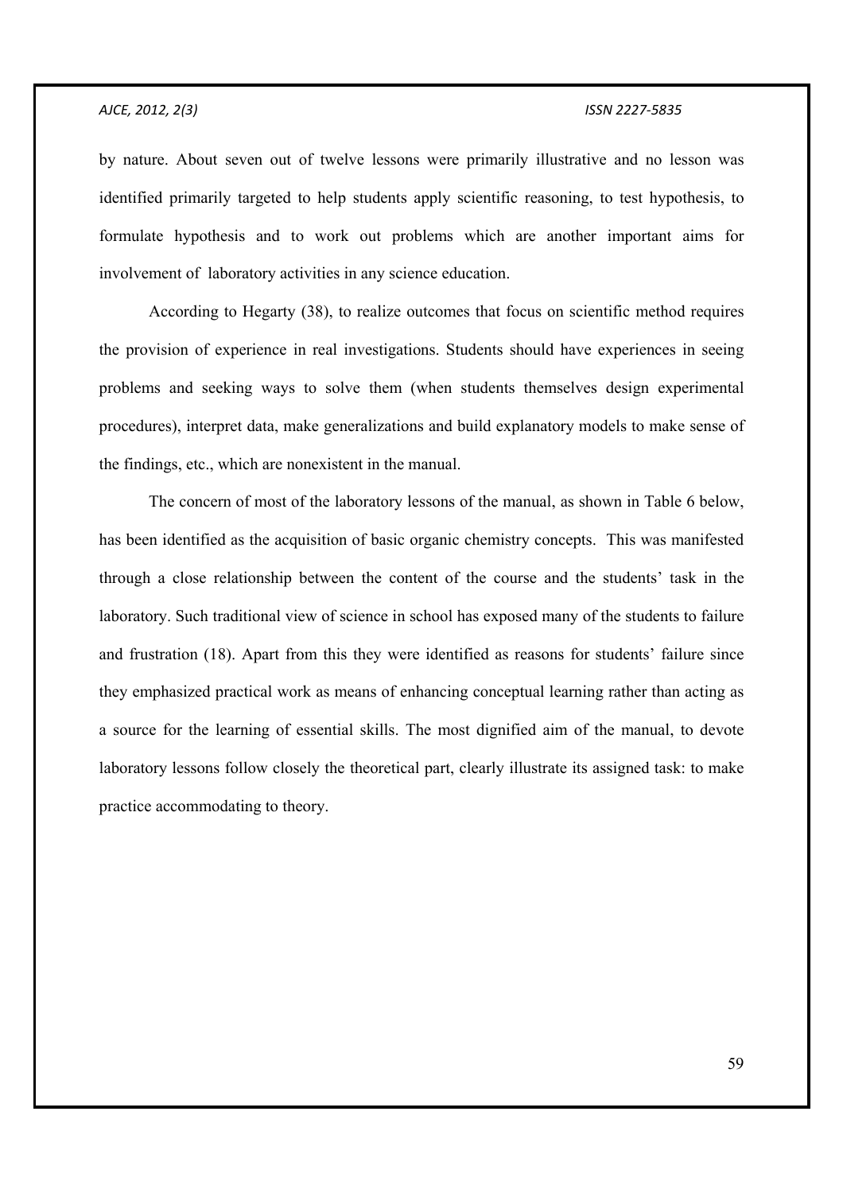by nature. About seven out of twelve lessons were primarily illustrative and no lesson was identified primarily targeted to help students apply scientific reasoning, to test hypothesis, to formulate hypothesis and to work out problems which are another important aims for involvement of laboratory activities in any science education.

According to Hegarty (38), to realize outcomes that focus on scientific method requires the provision of experience in real investigations. Students should have experiences in seeing problems and seeking ways to solve them (when students themselves design experimental procedures), interpret data, make generalizations and build explanatory models to make sense of the findings, etc., which are nonexistent in the manual.

The concern of most of the laboratory lessons of the manual, as shown in Table 6 below, has been identified as the acquisition of basic organic chemistry concepts. This was manifested through a close relationship between the content of the course and the students' task in the laboratory. Such traditional view of science in school has exposed many of the students to failure and frustration (18). Apart from this they were identified as reasons for students' failure since they emphasized practical work as means of enhancing conceptual learning rather than acting as a source for the learning of essential skills. The most dignified aim of the manual, to devote laboratory lessons follow closely the theoretical part, clearly illustrate its assigned task: to make practice accommodating to theory.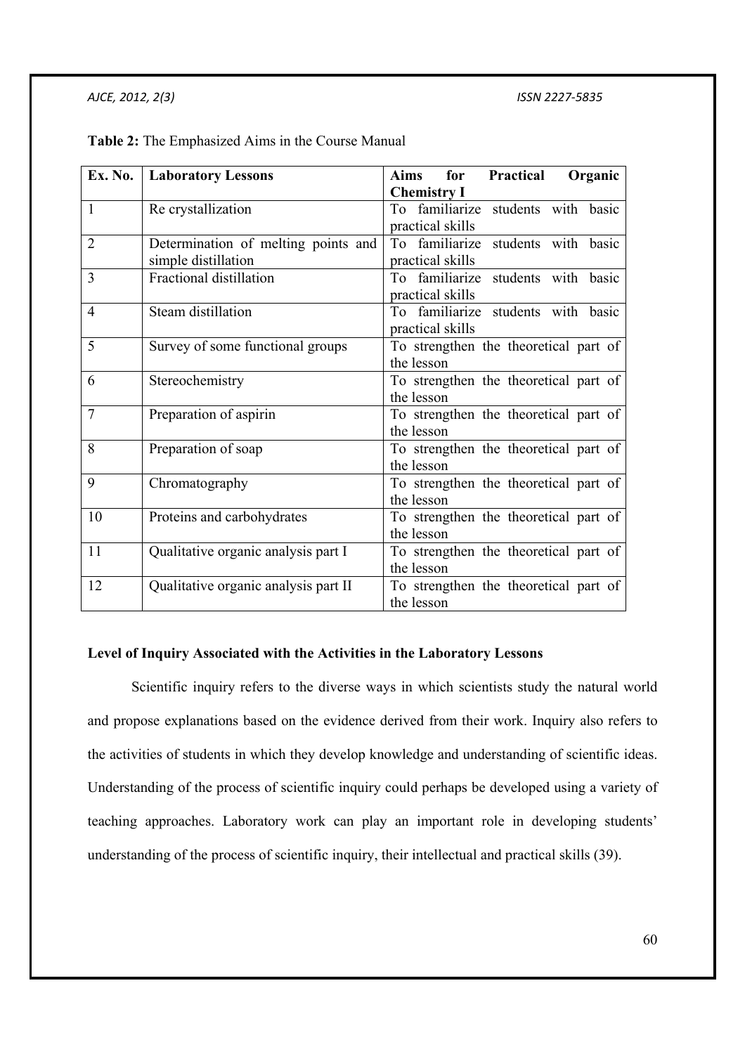**Table 2:** The Emphasized Aims in the Course Manual

| Ex. No. | Laboratory Lessons | Aims for Practical Organic Chemistry I |
|---|---|---|
| 1 | Re crystallization | To familiarize students with basic practical skills |
| 2 | Determination of melting points and simple distillation | To familiarize students with basic practical skills |
| 3 | Fractional distillation | To familiarize students with basic practical skills |
| 4 | Steam distillation | To familiarize students with basic practical skills |
| 5 | Survey of some functional groups | To strengthen the theoretical part of the lesson |
| 6 | Stereochemistry | To strengthen the theoretical part of the lesson |
| 7 | Preparation of aspirin | To strengthen the theoretical part of the lesson |
| 8 | Preparation of soap | To strengthen the theoretical part of the lesson |
| 9 | Chromatography | To strengthen the theoretical part of the lesson |
| 10 | Proteins and carbohydrates | To strengthen the theoretical part of the lesson |
| 11 | Qualitative organic analysis part I | To strengthen the theoretical part of the lesson |
| 12 | Qualitative organic analysis part II | To strengthen the theoretical part of the lesson |

**Level of Inquiry Associated with the Activities in the Laboratory Lessons**

Scientific inquiry refers to the diverse ways in which scientists study the natural world and propose explanations based on the evidence derived from their work. Inquiry also refers to the activities of students in which they develop knowledge and understanding of scientific ideas. Understanding of the process of scientific inquiry could perhaps be developed using a variety of teaching approaches. Laboratory work can play an important role in developing students' understanding of the process of scientific inquiry, their intellectual and practical skills (39).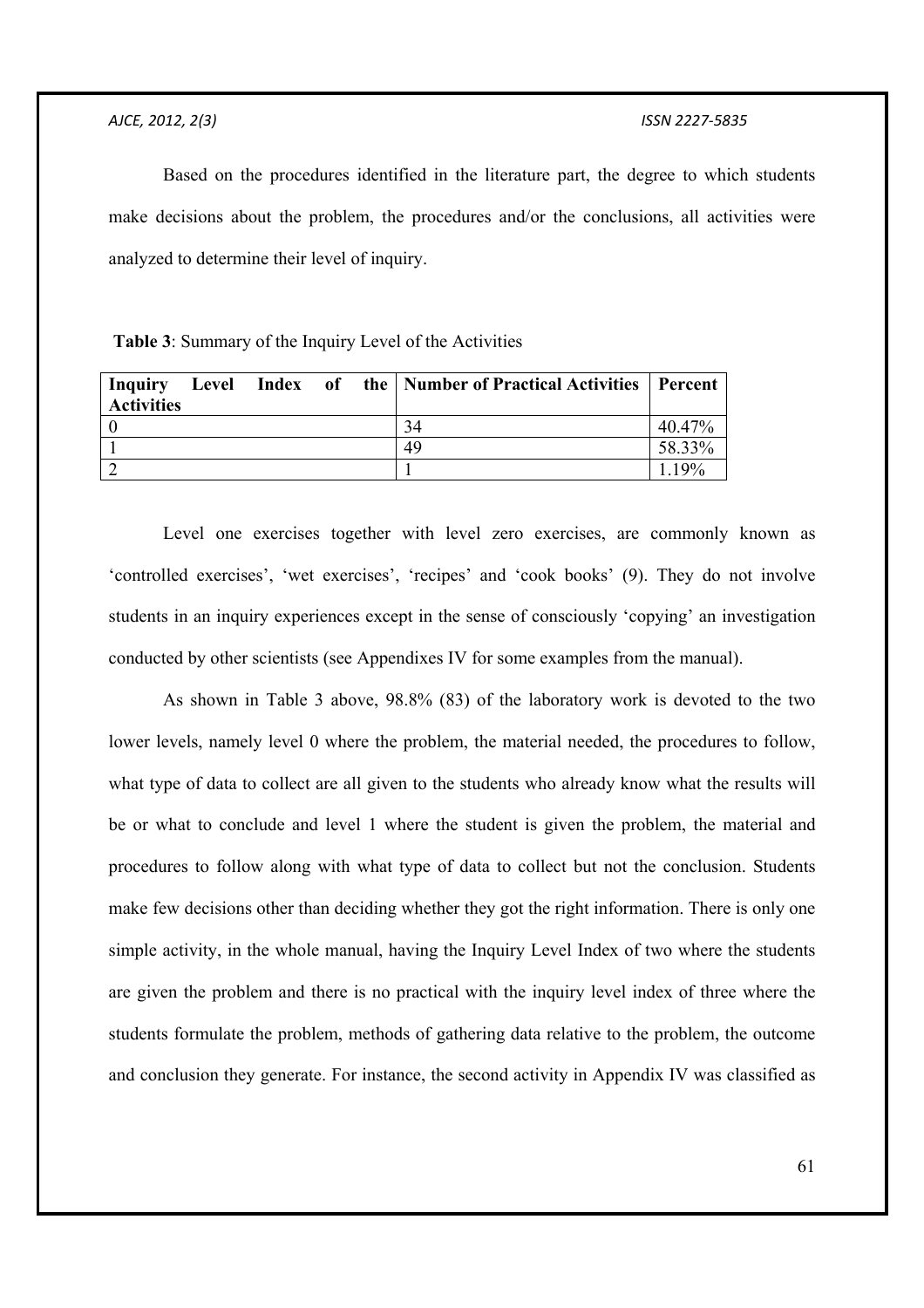Based on the procedures identified in the literature part, the degree to which students make decisions about the problem, the procedures and/or the conclusions, all activities were analyzed to determine their level of inquiry.

**Table 3**: Summary of the Inquiry Level of the Activities

| **Inquiry Level Index of the Activities** | **Number of Practical Activities** | **Percent** |
|---|---|---|
| 0 | 34 | 40.47% |
| 1 | 49 | 58.33% |
| 2 | 1 | 1.19% |

Level one exercises together with level zero exercises, are commonly known as 'controlled exercises', 'wet exercises', 'recipes' and 'cook books' (9). They do not involve students in an inquiry experiences except in the sense of consciously 'copying' an investigation conducted by other scientists (see Appendixes IV for some examples from the manual).

As shown in Table 3 above, 98.8% (83) of the laboratory work is devoted to the two lower levels, namely level 0 where the problem, the material needed, the procedures to follow, what type of data to collect are all given to the students who already know what the results will be or what to conclude and level 1 where the student is given the problem, the material and procedures to follow along with what type of data to collect but not the conclusion. Students make few decisions other than deciding whether they got the right information. There is only one simple activity, in the whole manual, having the Inquiry Level Index of two where the students are given the problem and there is no practical with the inquiry level index of three where the students formulate the problem, methods of gathering data relative to the problem, the outcome and conclusion they generate. For instance, the second activity in Appendix IV was classified as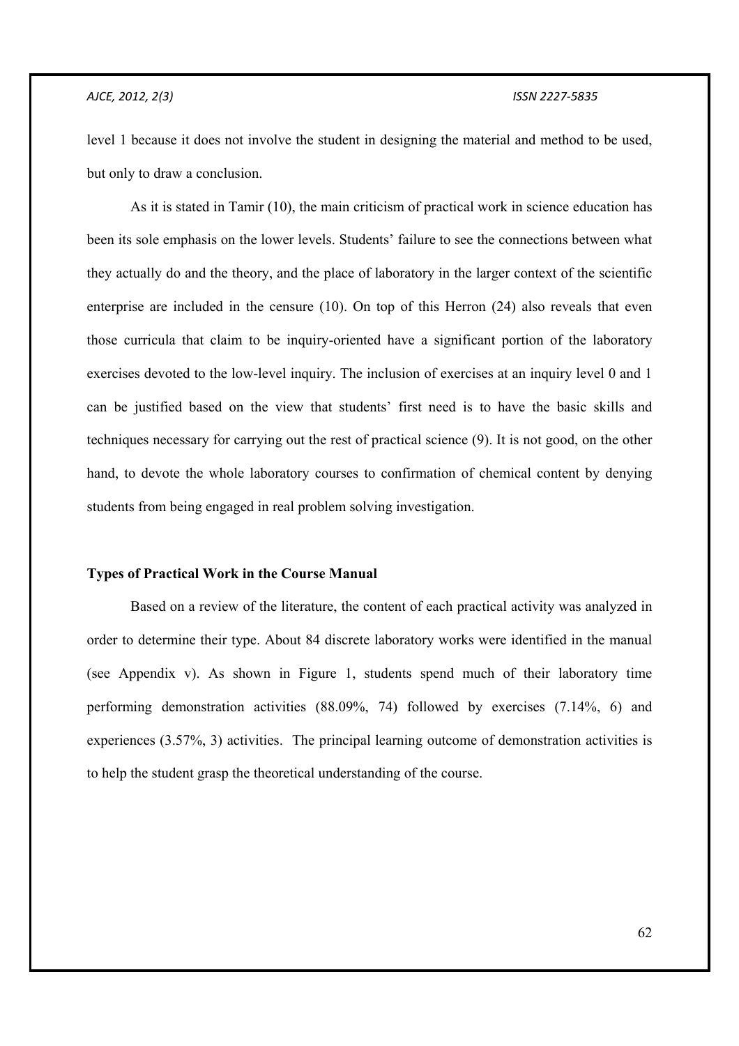level 1 because it does not involve the student in designing the material and method to be used, but only to draw a conclusion.

As it is stated in Tamir (10), the main criticism of practical work in science education has been its sole emphasis on the lower levels. Students' failure to see the connections between what they actually do and the theory, and the place of laboratory in the larger context of the scientific enterprise are included in the censure (10). On top of this Herron (24) also reveals that even those curricula that claim to be inquiry-oriented have a significant portion of the laboratory exercises devoted to the low-level inquiry. The inclusion of exercises at an inquiry level 0 and 1 can be justified based on the view that students' first need is to have the basic skills and techniques necessary for carrying out the rest of practical science (9). It is not good, on the other hand, to devote the whole laboratory courses to confirmation of chemical content by denying students from being engaged in real problem solving investigation.

**Types of Practical Work in the Course Manual**

Based on a review of the literature, the content of each practical activity was analyzed in order to determine their type. About 84 discrete laboratory works were identified in the manual (see Appendix v). As shown in Figure 1, students spend much of their laboratory time performing demonstration activities (88.09%, 74) followed by exercises (7.14%, 6) and experiences (3.57%, 3) activities. The principal learning outcome of demonstration activities is to help the student grasp the theoretical understanding of the course.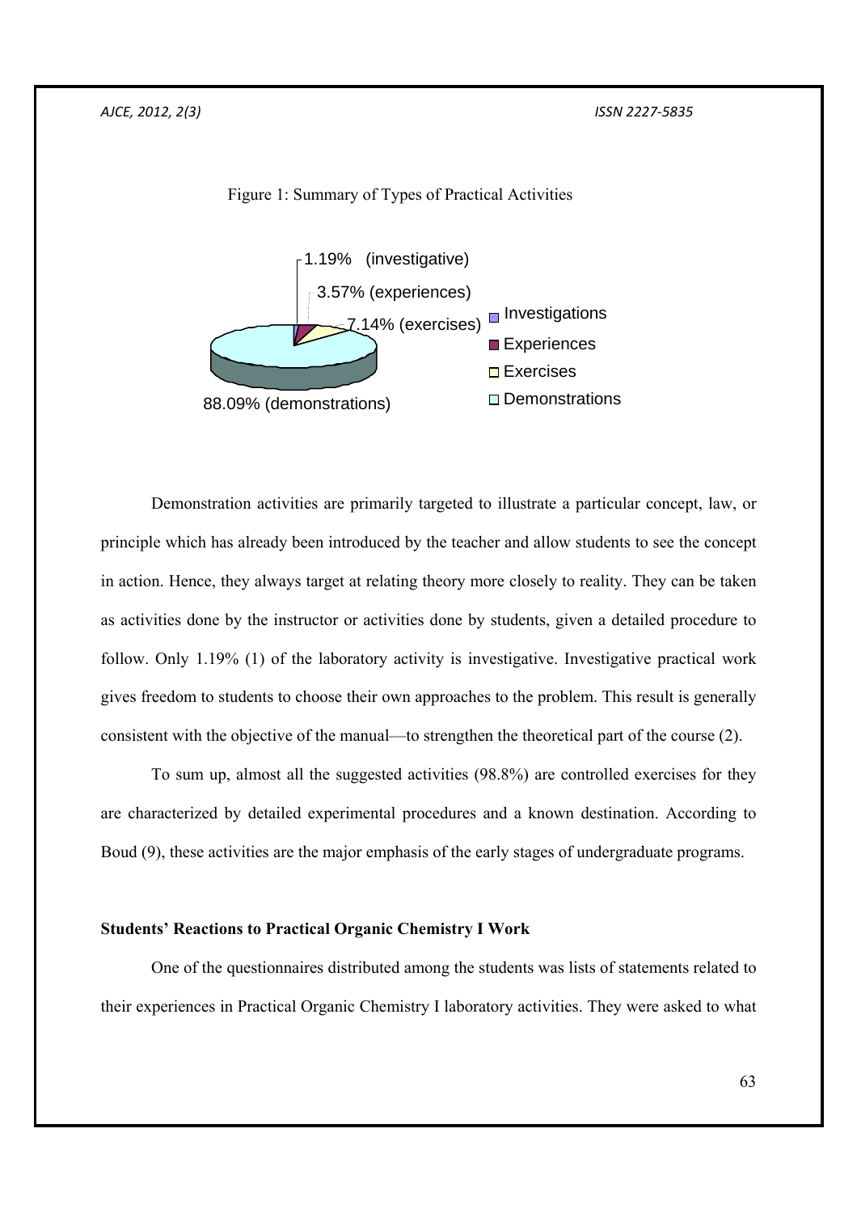Figure 1: Summary of Types of Practical Activities

Demonstration activities are primarily targeted to illustrate a particular concept, law, or principle which has already been introduced by the teacher and allow students to see the concept in action. Hence, they always target at relating theory more closely to reality. They can be taken as activities done by the instructor or activities done by students, given a detailed procedure to follow. Only 1.19% (1) of the laboratory activity is investigative. Investigative practical work gives freedom to students to choose their own approaches to the problem. This result is generally consistent with the objective of the manual—to strengthen the theoretical part of the course (2).

To sum up, almost all the suggested activities (98.8%) are controlled exercises for they are characterized by detailed experimental procedures and a known destination. According to Boud (9), these activities are the major emphasis of the early stages of undergraduate programs.

**Students' Reactions to Practical Organic Chemistry I Work**

One of the questionnaires distributed among the students was lists of statements related to their experiences in Practical Organic Chemistry I laboratory activities. They were asked to what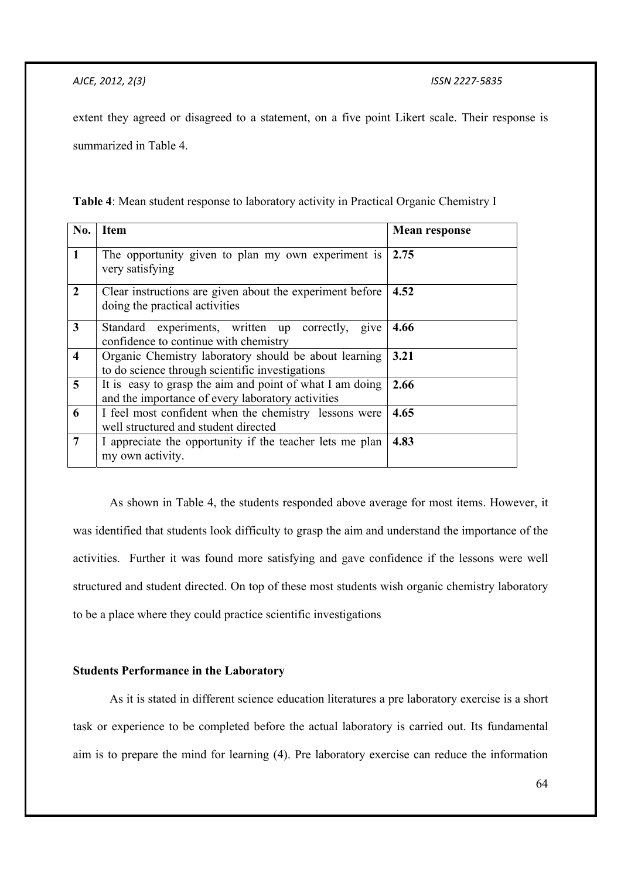extent they agreed or disagreed to a statement, on a five point Likert scale. Their response is summarized in Table 4.

**Table 4**: Mean student response to laboratory activity in Practical Organic Chemistry I

| No. | Item | Mean response |
|---|---|---|
| **1** | The opportunity given to plan my own experiment is very satisfying | **2.75** |
| **2** | Clear instructions are given about the experiment before doing the practical activities | **4.52** |
| **3** | Standard experiments, written up correctly, give confidence to continue with chemistry | **4.66** |
| **4** | Organic Chemistry laboratory should be about learning to do science through scientific investigations | **3.21** |
| **5** | It is easy to grasp the aim and point of what I am doing and the importance of every laboratory activities | **2.66** |
| **6** | I feel most confident when the chemistry lessons were well structured and student directed | **4.65** |
| **7** | I appreciate the opportunity if the teacher lets me plan my own activity. | **4.83** |

As shown in Table 4, the students responded above average for most items. However, it was identified that students look difficulty to grasp the aim and understand the importance of the activities. Further it was found more satisfying and gave confidence if the lessons were well structured and student directed. On top of these most students wish organic chemistry laboratory to be a place where they could practice scientific investigations

### Students Performance in the Laboratory

As it is stated in different science education literatures a pre laboratory exercise is a short task or experience to be completed before the actual laboratory is carried out. Its fundamental aim is to prepare the mind for learning (4). Pre laboratory exercise can reduce the information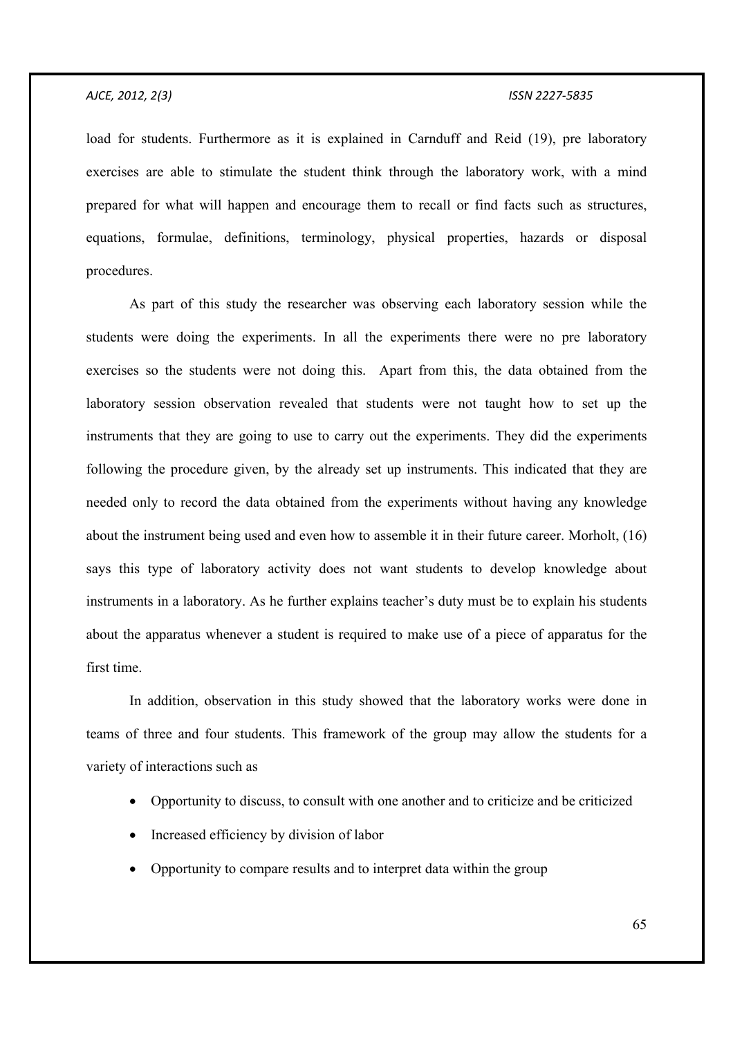load for students. Furthermore as it is explained in Carnduff and Reid (19), pre laboratory exercises are able to stimulate the student think through the laboratory work, with a mind prepared for what will happen and encourage them to recall or find facts such as structures, equations, formulae, definitions, terminology, physical properties, hazards or disposal procedures.

As part of this study the researcher was observing each laboratory session while the students were doing the experiments. In all the experiments there were no pre laboratory exercises so the students were not doing this. Apart from this, the data obtained from the laboratory session observation revealed that students were not taught how to set up the instruments that they are going to use to carry out the experiments. They did the experiments following the procedure given, by the already set up instruments. This indicated that they are needed only to record the data obtained from the experiments without having any knowledge about the instrument being used and even how to assemble it in their future career. Morholt, (16) says this type of laboratory activity does not want students to develop knowledge about instruments in a laboratory. As he further explains teacher's duty must be to explain his students about the apparatus whenever a student is required to make use of a piece of apparatus for the first time.

In addition, observation in this study showed that the laboratory works were done in teams of three and four students. This framework of the group may allow the students for a variety of interactions such as

- Opportunity to discuss, to consult with one another and to criticize and be criticized
- Increased efficiency by division of labor
- Opportunity to compare results and to interpret data within the group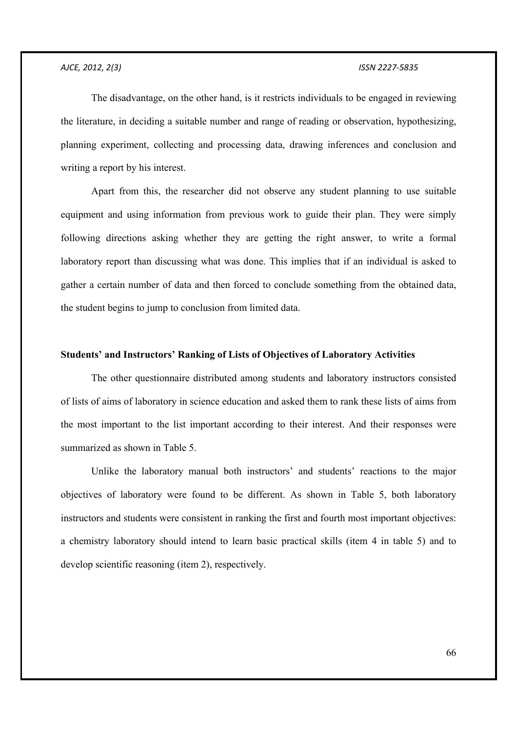The disadvantage, on the other hand, is it restricts individuals to be engaged in reviewing the literature, in deciding a suitable number and range of reading or observation, hypothesizing, planning experiment, collecting and processing data, drawing inferences and conclusion and writing a report by his interest.

Apart from this, the researcher did not observe any student planning to use suitable equipment and using information from previous work to guide their plan. They were simply following directions asking whether they are getting the right answer, to write a formal laboratory report than discussing what was done. This implies that if an individual is asked to gather a certain number of data and then forced to conclude something from the obtained data, the student begins to jump to conclusion from limited data.

**Students' and Instructors' Ranking of Lists of Objectives of Laboratory Activities**

The other questionnaire distributed among students and laboratory instructors consisted of lists of aims of laboratory in science education and asked them to rank these lists of aims from the most important to the list important according to their interest. And their responses were summarized as shown in Table 5.

Unlike the laboratory manual both instructors' and students' reactions to the major objectives of laboratory were found to be different. As shown in Table 5, both laboratory instructors and students were consistent in ranking the first and fourth most important objectives: a chemistry laboratory should intend to learn basic practical skills (item 4 in table 5) and to develop scientific reasoning (item 2), respectively.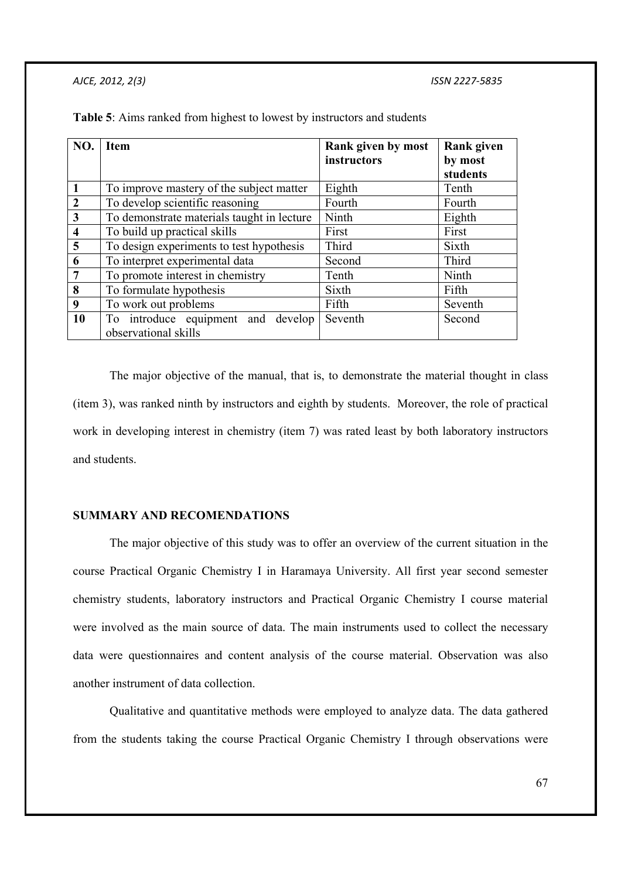**Table 5**: Aims ranked from highest to lowest by instructors and students

| NO. | Item | Rank given by most instructors | Rank given by most students |
|---|---|---|---|
| 1 | To improve mastery of the subject matter | Eighth | Tenth |
| 2 | To develop scientific reasoning | Fourth | Fourth |
| 3 | To demonstrate materials taught in lecture | Ninth | Eighth |
| 4 | To build up practical skills | First | First |
| 5 | To design experiments to test hypothesis | Third | Sixth |
| 6 | To interpret experimental data | Second | Third |
| 7 | To promote interest in chemistry | Tenth | Ninth |
| 8 | To formulate hypothesis | Sixth | Fifth |
| 9 | To work out problems | Fifth | Seventh |
| 10 | To introduce equipment and develop observational skills | Seventh | Second |

The major objective of the manual, that is, to demonstrate the material thought in class (item 3), was ranked ninth by instructors and eighth by students. Moreover, the role of practical work in developing interest in chemistry (item 7) was rated least by both laboratory instructors and students.

## SUMMARY AND RECOMENDATIONS

The major objective of this study was to offer an overview of the current situation in the course Practical Organic Chemistry I in Haramaya University. All first year second semester chemistry students, laboratory instructors and Practical Organic Chemistry I course material were involved as the main source of data. The main instruments used to collect the necessary data were questionnaires and content analysis of the course material. Observation was also another instrument of data collection.

Qualitative and quantitative methods were employed to analyze data. The data gathered from the students taking the course Practical Organic Chemistry I through observations were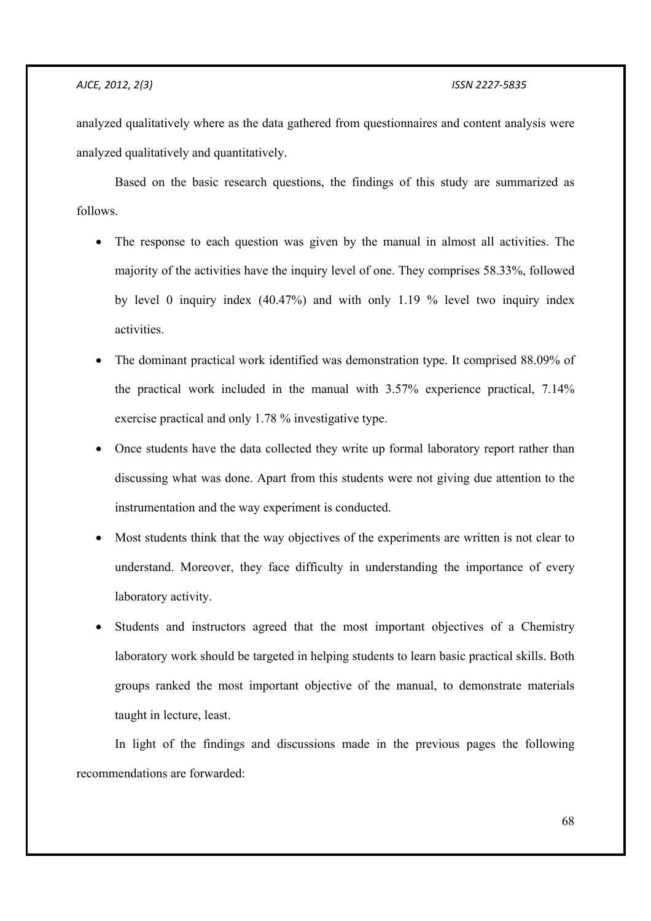analyzed qualitatively where as the data gathered from questionnaires and content analysis were analyzed qualitatively and quantitatively.

Based on the basic research questions, the findings of this study are summarized as follows.

- The response to each question was given by the manual in almost all activities. The majority of the activities have the inquiry level of one. They comprises 58.33%, followed by level 0 inquiry index (40.47%) and with only 1.19 % level two inquiry index activities.
- The dominant practical work identified was demonstration type. It comprised 88.09% of the practical work included in the manual with 3.57% experience practical, 7.14% exercise practical and only 1.78 % investigative type.
- Once students have the data collected they write up formal laboratory report rather than discussing what was done. Apart from this students were not giving due attention to the instrumentation and the way experiment is conducted.
- Most students think that the way objectives of the experiments are written is not clear to understand. Moreover, they face difficulty in understanding the importance of every laboratory activity.
- Students and instructors agreed that the most important objectives of a Chemistry laboratory work should be targeted in helping students to learn basic practical skills. Both groups ranked the most important objective of the manual, to demonstrate materials taught in lecture, least.

In light of the findings and discussions made in the previous pages the following recommendations are forwarded: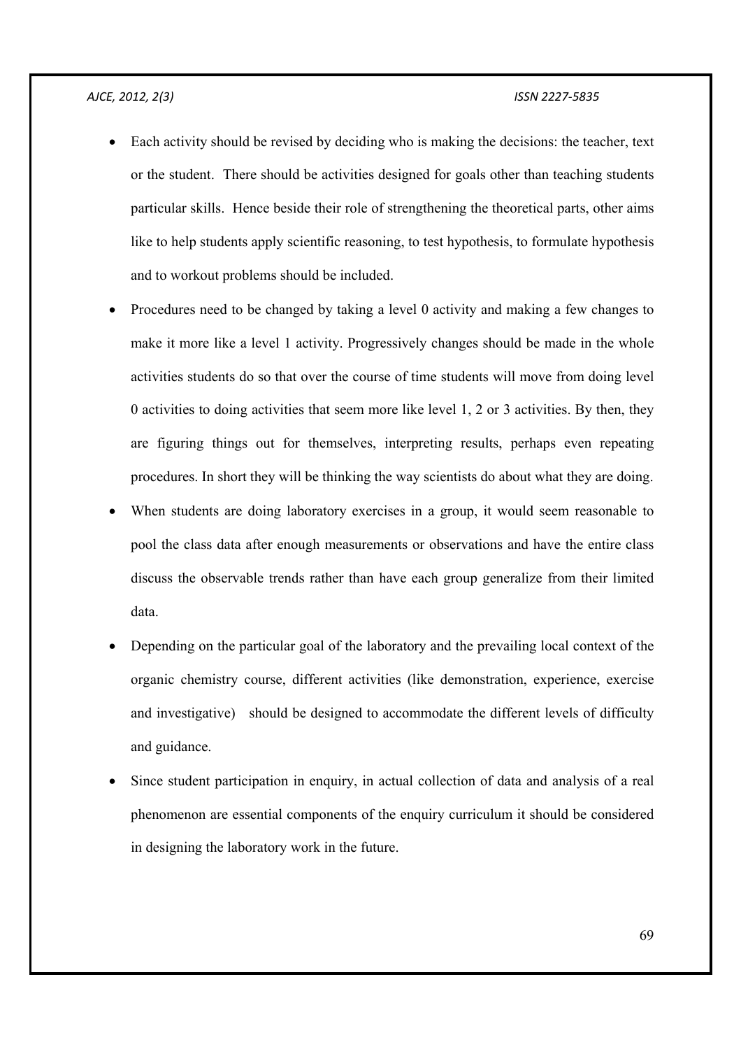- Each activity should be revised by deciding who is making the decisions: the teacher, text or the student. There should be activities designed for goals other than teaching students particular skills. Hence beside their role of strengthening the theoretical parts, other aims like to help students apply scientific reasoning, to test hypothesis, to formulate hypothesis and to workout problems should be included.
- Procedures need to be changed by taking a level 0 activity and making a few changes to make it more like a level 1 activity. Progressively changes should be made in the whole activities students do so that over the course of time students will move from doing level 0 activities to doing activities that seem more like level 1, 2 or 3 activities. By then, they are figuring things out for themselves, interpreting results, perhaps even repeating procedures. In short they will be thinking the way scientists do about what they are doing.
- When students are doing laboratory exercises in a group, it would seem reasonable to pool the class data after enough measurements or observations and have the entire class discuss the observable trends rather than have each group generalize from their limited data.
- Depending on the particular goal of the laboratory and the prevailing local context of the organic chemistry course, different activities (like demonstration, experience, exercise and investigative) should be designed to accommodate the different levels of difficulty and guidance.
- Since student participation in enquiry, in actual collection of data and analysis of a real phenomenon are essential components of the enquiry curriculum it should be considered in designing the laboratory work in the future.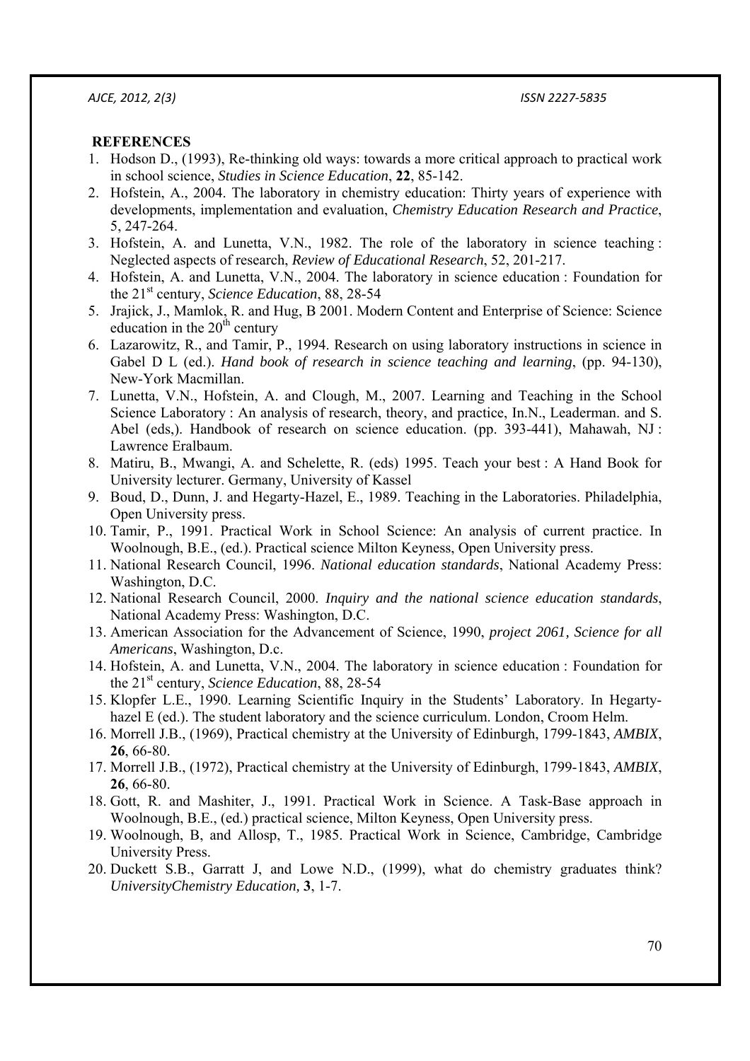## REFERENCES

1. Hodson D., (1993), Re-thinking old ways: towards a more critical approach to practical work in school science, *Studies in Science Education*, **22**, 85-142.
2. Hofstein, A., 2004. The laboratory in chemistry education: Thirty years of experience with developments, implementation and evaluation, *Chemistry Education Research and Practice*, 5, 247-264.
3. Hofstein, A. and Lunetta, V.N., 1982. The role of the laboratory in science teaching : Neglected aspects of research, *Review of Educational Research*, 52, 201-217.
4. Hofstein, A. and Lunetta, V.N., 2004. The laboratory in science education : Foundation for the 21st century, *Science Education*, 88, 28-54
5. Jrajick, J., Mamlok, R. and Hug, B 2001. Modern Content and Enterprise of Science: Science education in the 20th century
6. Lazarowitz, R., and Tamir, P., 1994. Research on using laboratory instructions in science in Gabel D L (ed.). *Hand book of research in science teaching and learning*, (pp. 94-130), New-York Macmillan.
7. Lunetta, V.N., Hofstein, A. and Clough, M., 2007. Learning and Teaching in the School Science Laboratory : An analysis of research, theory, and practice, In.N., Leaderman. and S. Abel (eds,). Handbook of research on science education. (pp. 393-441), Mahawah, NJ : Lawrence Eralbaum.
8. Matiru, B., Mwangi, A. and Schelette, R. (eds) 1995. Teach your best : A Hand Book for University lecturer. Germany, University of Kassel
9. Boud, D., Dunn, J. and Hegarty-Hazel, E., 1989. Teaching in the Laboratories. Philadelphia, Open University press.
10. Tamir, P., 1991. Practical Work in School Science: An analysis of current practice. In Woolnough, B.E., (ed.). Practical science Milton Keyness, Open University press.
11. National Research Council, 1996. *National education standards*, National Academy Press: Washington, D.C.
12. National Research Council, 2000. *Inquiry and the national science education standards*, National Academy Press: Washington, D.C.
13. American Association for the Advancement of Science, 1990, *project 2061, Science for all Americans*, Washington, D.c.
14. Hofstein, A. and Lunetta, V.N., 2004. The laboratory in science education : Foundation for the 21st century, *Science Education*, 88, 28-54
15. Klopfer L.E., 1990. Learning Scientific Inquiry in the Students' Laboratory. In Hegarty-hazel E (ed.). The student laboratory and the science curriculum. London, Croom Helm.
16. Morrell J.B., (1969), Practical chemistry at the University of Edinburgh, 1799-1843, *AMBIX*, **26**, 66-80.
17. Morrell J.B., (1972), Practical chemistry at the University of Edinburgh, 1799-1843, *AMBIX*, **26**, 66-80.
18. Gott, R. and Mashiter, J., 1991. Practical Work in Science. A Task-Base approach in Woolnough, B.E., (ed.) practical science, Milton Keyness, Open University press.
19. Woolnough, B, and Allosp, T., 1985. Practical Work in Science, Cambridge, Cambridge University Press.
20. Duckett S.B., Garratt J, and Lowe N.D., (1999), what do chemistry graduates think? *UniversityChemistry Education,* **3**, 1-7.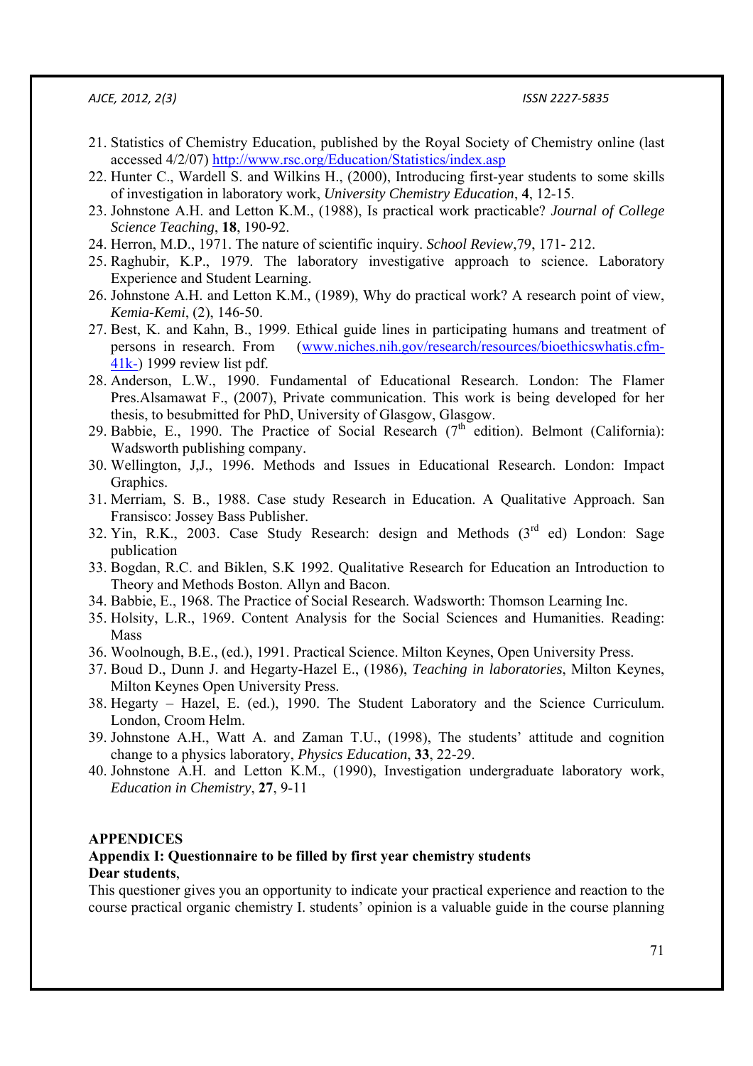21. Statistics of Chemistry Education, published by the Royal Society of Chemistry online (last accessed 4/2/07) http://www.rsc.org/Education/Statistics/index.asp
22. Hunter C., Wardell S. and Wilkins H., (2000), Introducing first-year students to some skills of investigation in laboratory work, *University Chemistry Education*, **4**, 12-15.
23. Johnstone A.H. and Letton K.M., (1988), Is practical work practicable? *Journal of College Science Teaching*, **18**, 190-92.
24. Herron, M.D., 1971. The nature of scientific inquiry. *School Review*,79, 171- 212.
25. Raghubir, K.P., 1979. The laboratory investigative approach to science. Laboratory Experience and Student Learning.
26. Johnstone A.H. and Letton K.M., (1989), Why do practical work? A research point of view, *Kemia-Kemi*, (2), 146-50.
27. Best, K. and Kahn, B., 1999. Ethical guide lines in participating humans and treatment of persons in research. From (www.niches.nih.gov/research/resources/bioethicswhatis.cfm-41k-) 1999 review list pdf.
28. Anderson, L.W., 1990. Fundamental of Educational Research. London: The Flamer Pres.Alsamawat F., (2007), Private communication. This work is being developed for her thesis, to besubmitted for PhD, University of Glasgow, Glasgow.
29. Babbie, E., 1990. The Practice of Social Research (7th edition). Belmont (California): Wadsworth publishing company.
30. Wellington, J,J., 1996. Methods and Issues in Educational Research. London: Impact Graphics.
31. Merriam, S. B., 1988. Case study Research in Education. A Qualitative Approach. San Fransisco: Jossey Bass Publisher.
32. Yin, R.K., 2003. Case Study Research: design and Methods (3rd ed) London: Sage publication
33. Bogdan, R.C. and Biklen, S.K 1992. Qualitative Research for Education an Introduction to Theory and Methods Boston. Allyn and Bacon.
34. Babbie, E., 1968. The Practice of Social Research. Wadsworth: Thomson Learning Inc.
35. Holsity, L.R., 1969. Content Analysis for the Social Sciences and Humanities. Reading: Mass
36. Woolnough, B.E., (ed.), 1991. Practical Science. Milton Keynes, Open University Press.
37. Boud D., Dunn J. and Hegarty-Hazel E., (1986), *Teaching in laboratories*, Milton Keynes, Milton Keynes Open University Press.
38. Hegarty – Hazel, E. (ed.), 1990. The Student Laboratory and the Science Curriculum. London, Croom Helm.
39. Johnstone A.H., Watt A. and Zaman T.U., (1998), The students' attitude and cognition change to a physics laboratory, *Physics Education*, **33**, 22-29.
40. Johnstone A.H. and Letton K.M., (1990), Investigation undergraduate laboratory work, *Education in Chemistry*, **27**, 9-11

## APPENDICES

### Appendix I: Questionnaire to be filled by first year chemistry students

**Dear students**,

This questioner gives you an opportunity to indicate your practical experience and reaction to the course practical organic chemistry I. students' opinion is a valuable guide in the course planning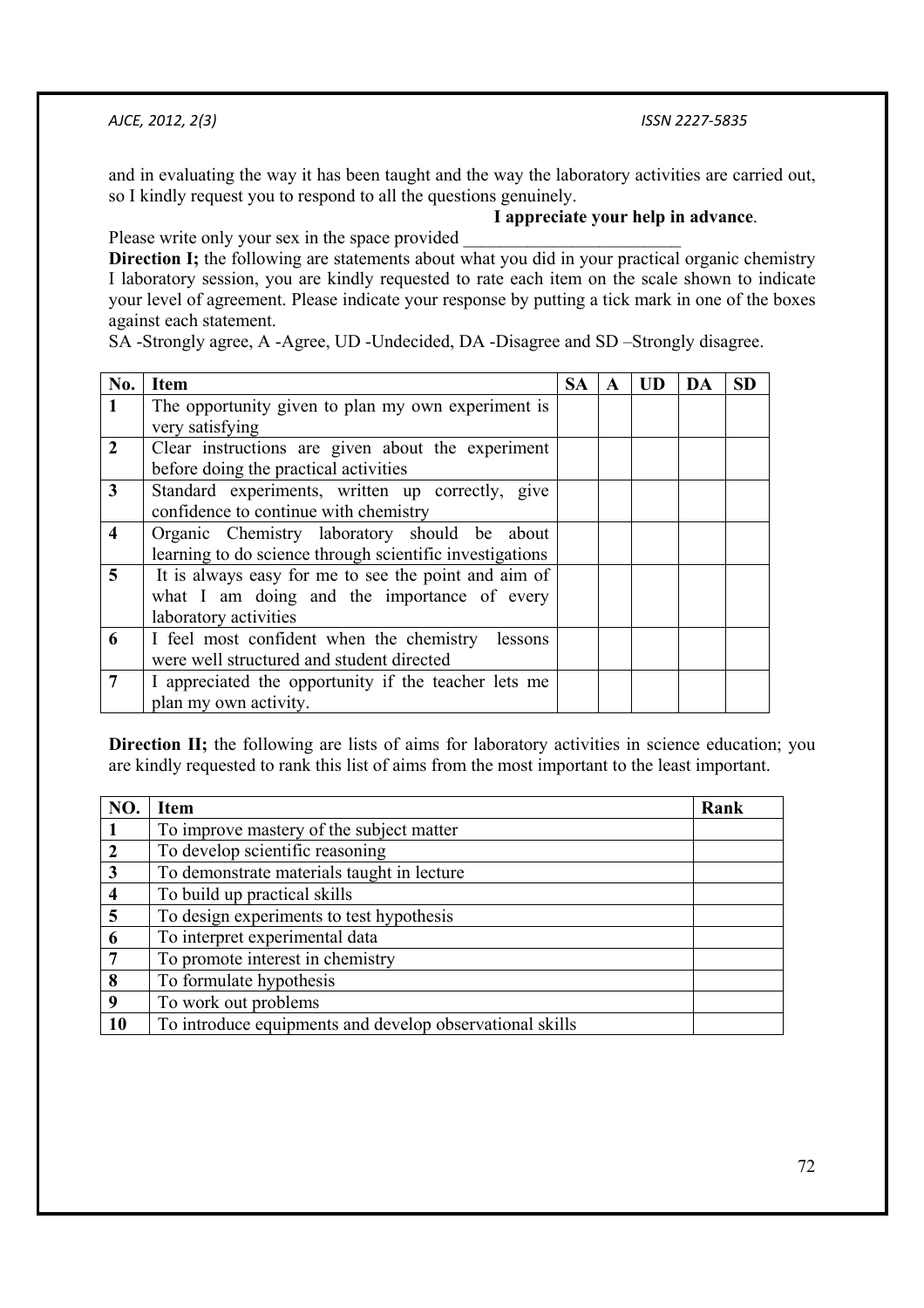and in evaluating the way it has been taught and the way the laboratory activities are carried out, so I kindly request you to respond to all the questions genuinely.

**I appreciate your help in advance**.

Please write only your sex in the space provided ________________________

**Direction I;** the following are statements about what you did in your practical organic chemistry I laboratory session, you are kindly requested to rate each item on the scale shown to indicate your level of agreement. Please indicate your response by putting a tick mark in one of the boxes against each statement.

SA -Strongly agree, A -Agree, UD -Undecided, DA -Disagree and SD –Strongly disagree.

| No. | Item | SA | A | UD | DA | SD |
|---|---|---|---|---|---|---|
| 1 | The opportunity given to plan my own experiment is very satisfying | | | | | |
| 2 | Clear instructions are given about the experiment before doing the practical activities | | | | | |
| 3 | Standard experiments, written up correctly, give confidence to continue with chemistry | | | | | |
| 4 | Organic Chemistry laboratory should be about learning to do science through scientific investigations | | | | | |
| 5 | It is always easy for me to see the point and aim of what I am doing and the importance of every laboratory activities | | | | | |
| 6 | I feel most confident when the chemistry lessons were well structured and student directed | | | | | |
| 7 | I appreciated the opportunity if the teacher lets me plan my own activity. | | | | | |

**Direction II;** the following are lists of aims for laboratory activities in science education; you are kindly requested to rank this list of aims from the most important to the least important.

| NO. | Item | Rank |
|---|---|---|
| 1 | To improve mastery of the subject matter | |
| 2 | To develop scientific reasoning | |
| 3 | To demonstrate materials taught in lecture | |
| 4 | To build up practical skills | |
| 5 | To design experiments to test hypothesis | |
| 6 | To interpret experimental data | |
| 7 | To promote interest in chemistry | |
| 8 | To formulate hypothesis | |
| 9 | To work out problems | |
| 10 | To introduce equipments and develop observational skills | |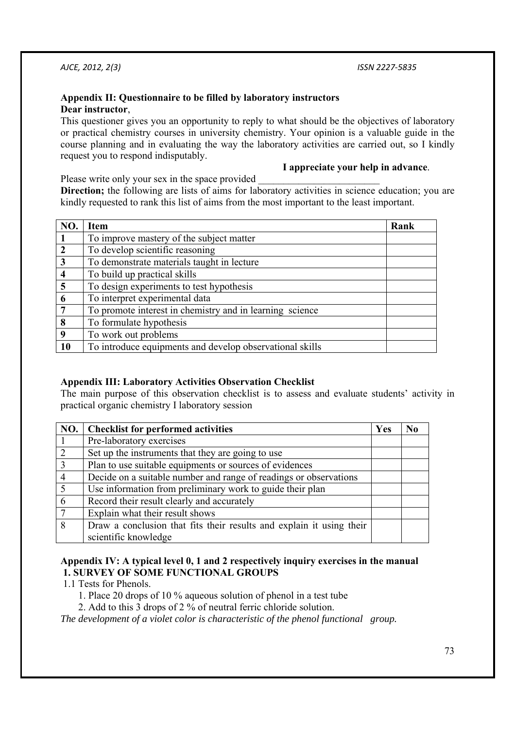**Appendix II: Questionnaire to be filled by laboratory instructors**

**Dear instructor**,

This questioner gives you an opportunity to reply to what should be the objectives of laboratory or practical chemistry courses in university chemistry. Your opinion is a valuable guide in the course planning and in evaluating the way the laboratory activities are carried out, so I kindly request you to respond indisputably.

**I appreciate your help in advance**.

Please write only your sex in the space provided \_\_\_\_\_\_\_\_\_\_\_\_\_\_\_\_\_\_\_\_\_\_\_\_

**Direction;** the following are lists of aims for laboratory activities in science education; you are kindly requested to rank this list of aims from the most important to the least important.

| NO. | Item | Rank |
|---|---|---|
| **1** | To improve mastery of the subject matter | |
| **2** | To develop scientific reasoning | |
| **3** | To demonstrate materials taught in lecture | |
| **4** | To build up practical skills | |
| **5** | To design experiments to test hypothesis | |
| **6** | To interpret experimental data | |
| **7** | To promote interest in chemistry and in learning science | |
| **8** | To formulate hypothesis | |
| **9** | To work out problems | |
| **10** | To introduce equipments and develop observational skills | |

**Appendix III: Laboratory Activities Observation Checklist**

The main purpose of this observation checklist is to assess and evaluate students' activity in practical organic chemistry I laboratory session

| NO. | Checklist for performed activities | Yes | No |
|---|---|---|---|
| 1 | Pre-laboratory exercises | | |
| 2 | Set up the instruments that they are going to use | | |
| 3 | Plan to use suitable equipments or sources of evidences | | |
| 4 | Decide on a suitable number and range of readings or observations | | |
| 5 | Use information from preliminary work to guide their plan | | |
| 6 | Record their result clearly and accurately | | |
| 7 | Explain what their result shows | | |
| 8 | Draw a conclusion that fits their results and explain it using their scientific knowledge | | |

**Appendix IV: A typical level 0, 1 and 2 respectively inquiry exercises in the manual**

**1. SURVEY OF SOME FUNCTIONAL GROUPS**

1.1 Tests for Phenols.

1. Place 20 drops of 10 % aqueous solution of phenol in a test tube
2. Add to this 3 drops of 2 % of neutral ferric chloride solution.

*The development of a violet color is characteristic of the phenol functional group.*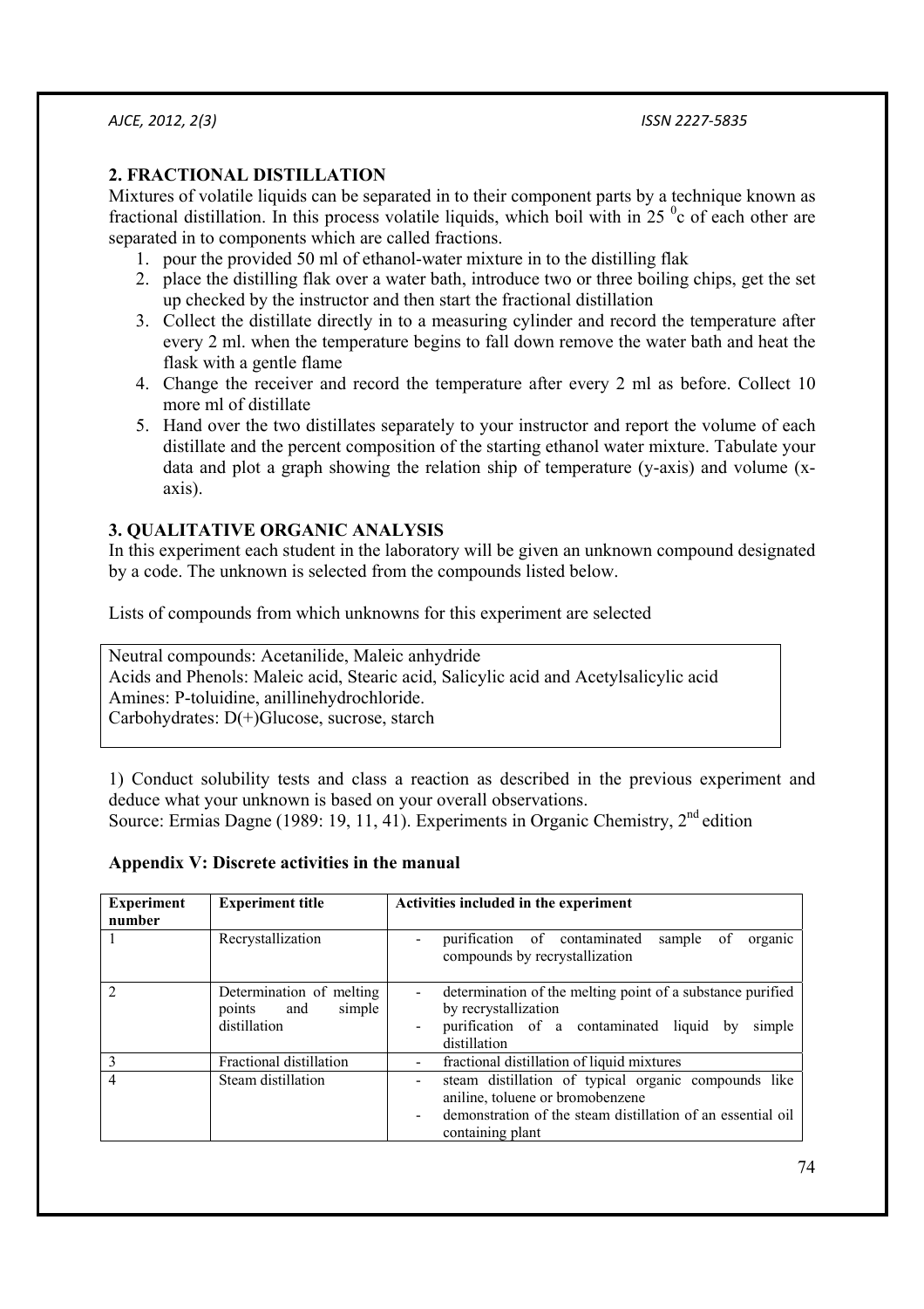## 2. FRACTIONAL DISTILLATION

Mixtures of volatile liquids can be separated in to their component parts by a technique known as fractional distillation. In this process volatile liquids, which boil with in 25 $^0$c of each other are separated in to components which are called fractions.

1. pour the provided 50 ml of ethanol-water mixture in to the distilling flak
2. place the distilling flak over a water bath, introduce two or three boiling chips, get the set up checked by the instructor and then start the fractional distillation
3. Collect the distillate directly in to a measuring cylinder and record the temperature after every 2 ml. when the temperature begins to fall down remove the water bath and heat the flask with a gentle flame
4. Change the receiver and record the temperature after every 2 ml as before. Collect 10 more ml of distillate
5. Hand over the two distillates separately to your instructor and report the volume of each distillate and the percent composition of the starting ethanol water mixture. Tabulate your data and plot a graph showing the relation ship of temperature (y-axis) and volume (x-axis).

## 3. QUALITATIVE ORGANIC ANALYSIS

In this experiment each student in the laboratory will be given an unknown compound designated by a code. The unknown is selected from the compounds listed below.

Lists of compounds from which unknowns for this experiment are selected

| |
|---|
| Neutral compounds: Acetanilide, Maleic anhydride<br>Acids and Phenols: Maleic acid, Stearic acid, Salicylic acid and Acetylsalicylic acid<br>Amines: P-toluidine, anillinehydrochloride.<br>Carbohydrates: D(+)Glucose, sucrose, starch |

1) Conduct solubility tests and class a reaction as described in the previous experiment and deduce what your unknown is based on your overall observations.

Source: Ermias Dagne (1989: 19, 11, 41). Experiments in Organic Chemistry, 2$^{nd}$ edition

### Appendix V: Discrete activities in the manual

| Experiment number | Experiment title | Activities included in the experiment |
|---|---|---|
| 1 | Recrystallization | - purification of contaminated sample of organic compounds by recrystallization |
| 2 | Determination of melting points and simple distillation | - determination of the melting point of a substance purified by recrystallization<br>- purification of a contaminated liquid by simple distillation |
| 3 | Fractional distillation | - fractional distillation of liquid mixtures |
| 4 | Steam distillation | - steam distillation of typical organic compounds like aniline, toluene or bromobenzene<br>- demonstration of the steam distillation of an essential oil containing plant |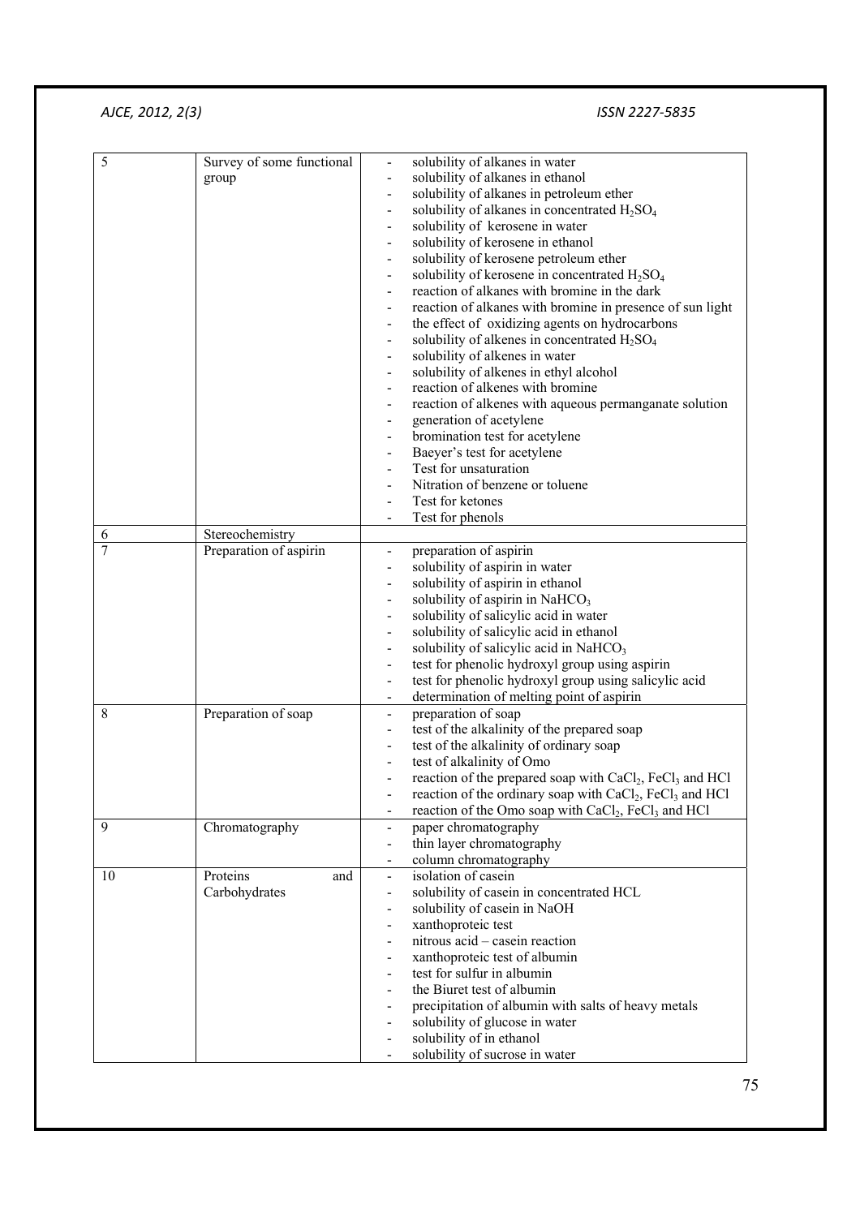| | | |
|---|---|---|
| 5 | Survey of some functional group | - solubility of alkanes in water<br>- solubility of alkanes in ethanol<br>- solubility of alkanes in petroleum ether<br>- solubility of alkanes in concentrated $H_2SO_4$<br>- solubility of kerosene in water<br>- solubility of kerosene in ethanol<br>- solubility of kerosene petroleum ether<br>- solubility of kerosene in concentrated $H_2SO_4$<br>- reaction of alkanes with bromine in the dark<br>- reaction of alkanes with bromine in presence of sun light<br>- the effect of oxidizing agents on hydrocarbons<br>- solubility of alkenes in concentrated $H_2SO_4$<br>- solubility of alkenes in water<br>- solubility of alkenes in ethyl alcohol<br>- reaction of alkenes with bromine<br>- reaction of alkenes with aqueous permanganate solution<br>- generation of acetylene<br>- bromination test for acetylene<br>- Baeyer's test for acetylene<br>- Test for unsaturation<br>- Nitration of benzene or toluene<br>- Test for ketones<br>- Test for phenols |
| 6 | Stereochemistry | |
| 7 | Preparation of aspirin | - preparation of aspirin<br>- solubility of aspirin in water<br>- solubility of aspirin in ethanol<br>- solubility of aspirin in $NaHCO_3$<br>- solubility of salicylic acid in water<br>- solubility of salicylic acid in ethanol<br>- solubility of salicylic acid in $NaHCO_3$<br>- test for phenolic hydroxyl group using aspirin<br>- test for phenolic hydroxyl group using salicylic acid<br>- determination of melting point of aspirin |
| 8 | Preparation of soap | - preparation of soap<br>- test of the alkalinity of the prepared soap<br>- test of the alkalinity of ordinary soap<br>- test of alkalinity of Omo<br>- reaction of the prepared soap with $CaCl_2$, $FeCl_3$ and HCl<br>- reaction of the ordinary soap with $CaCl_2$, $FeCl_3$ and HCl<br>- reaction of the Omo soap with $CaCl_2$, $FeCl_3$ and HCl |
| 9 | Chromatography | - paper chromatography<br>- thin layer chromatography<br>- column chromatography |
| 10 | Proteins and Carbohydrates | - isolation of casein<br>- solubility of casein in concentrated HCL<br>- solubility of casein in NaOH<br>- xanthoproteic test<br>- nitrous acid – casein reaction<br>- xanthoproteic test of albumin<br>- test for sulfur in albumin<br>- the Biuret test of albumin<br>- precipitation of albumin with salts of heavy metals<br>- solubility of glucose in water<br>- solubility of in ethanol<br>- solubility of sucrose in water |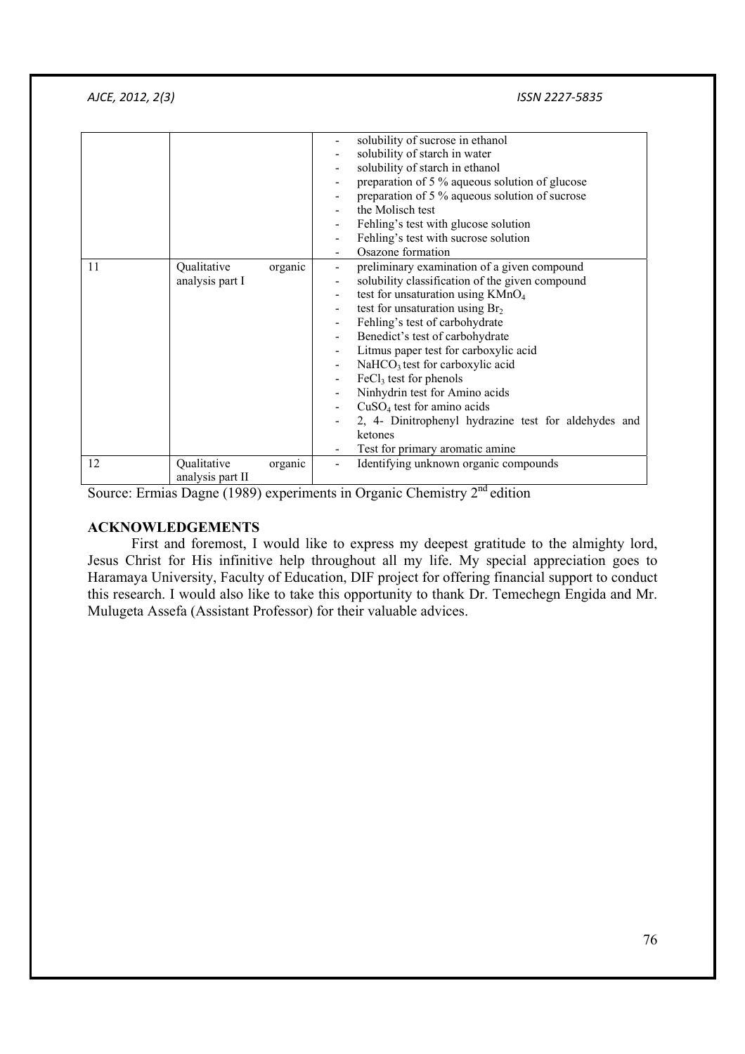| | | |
|---|---|---|
| | | - solubility of sucrose in ethanol<br>- solubility of starch in water<br>- solubility of starch in ethanol<br>- preparation of 5 % aqueous solution of glucose<br>- preparation of 5 % aqueous solution of sucrose<br>- the Molisch test<br>- Fehling's test with glucose solution<br>- Fehling's test with sucrose solution<br>- Osazone formation |
| 11 | Qualitative organic analysis part I | - preliminary examination of a given compound<br>- solubility classification of the given compound<br>- test for unsaturation using $KMnO_4$<br>- test for unsaturation using $Br_2$<br>- Fehling's test of carbohydrate<br>- Benedict's test of carbohydrate<br>- Litmus paper test for carboxylic acid<br>- $NaHCO_3$ test for carboxylic acid<br>- $FeCl_3$ test for phenols<br>- Ninhydrin test for Amino acids<br>- $CuSO_4$ test for amino acids<br>- 2, 4- Dinitrophenyl hydrazine test for aldehydes and ketones<br>- Test for primary aromatic amine |
| 12 | Qualitative organic analysis part II | - Identifying unknown organic compounds |

Source: Ermias Dagne (1989) experiments in Organic Chemistry $2^{nd}$ edition

## ACKNOWLEDGEMENTS

First and foremost, I would like to express my deepest gratitude to the almighty lord, Jesus Christ for His infinitive help throughout all my life. My special appreciation goes to Haramaya University, Faculty of Education, DIF project for offering financial support to conduct this research. I would also like to take this opportunity to thank Dr. Temechegn Engida and Mr. Mulugeta Assefa (Assistant Professor) for their valuable advices.